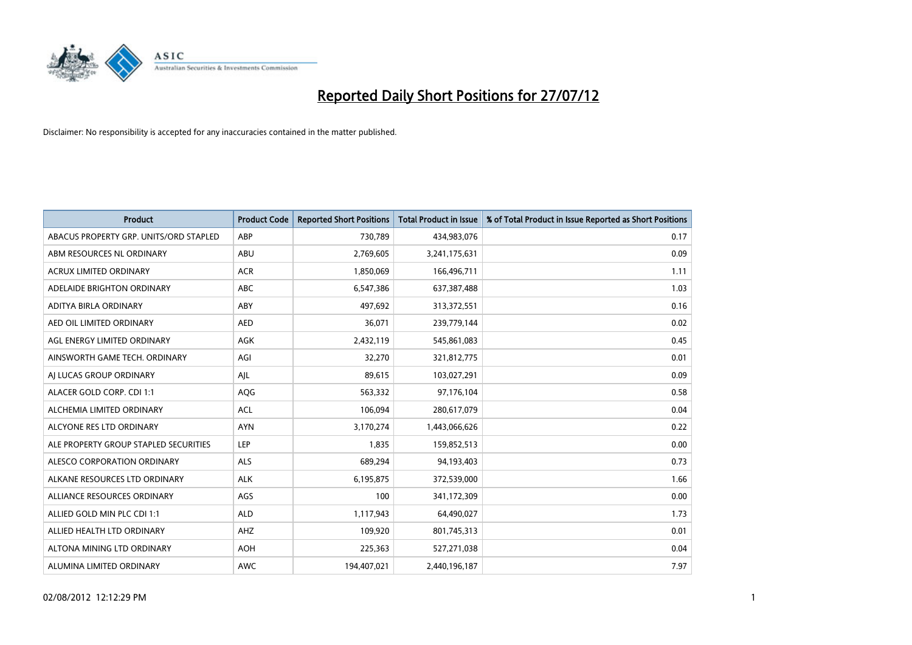# Reported Daily Short Positions for 27/07/12

Disclaimer: No responsibility is accepted for any inaccuracies contained in the matter published.

| Product | Product Code | Reported Short Positions | Total Product in Issue | % of Total Product in Issue Reported as Short Positions |
|---|---|---|---|---|
| ABACUS PROPERTY GRP. UNITS/ORD STAPLED | ABP | 730,789 | 434,983,076 | 0.17 |
| ABM RESOURCES NL ORDINARY | ABU | 2,769,605 | 3,241,175,631 | 0.09 |
| ACRUX LIMITED ORDINARY | ACR | 1,850,069 | 166,496,711 | 1.11 |
| ADELAIDE BRIGHTON ORDINARY | ABC | 6,547,386 | 637,387,488 | 1.03 |
| ADITYA BIRLA ORDINARY | ABY | 497,692 | 313,372,551 | 0.16 |
| AED OIL LIMITED ORDINARY | AED | 36,071 | 239,779,144 | 0.02 |
| AGL ENERGY LIMITED ORDINARY | AGK | 2,432,119 | 545,861,083 | 0.45 |
| AINSWORTH GAME TECH. ORDINARY | AGI | 32,270 | 321,812,775 | 0.01 |
| AJ LUCAS GROUP ORDINARY | AJL | 89,615 | 103,027,291 | 0.09 |
| ALACER GOLD CORP. CDI 1:1 | AQG | 563,332 | 97,176,104 | 0.58 |
| ALCHEMIA LIMITED ORDINARY | ACL | 106,094 | 280,617,079 | 0.04 |
| ALCYONE RES LTD ORDINARY | AYN | 3,170,274 | 1,443,066,626 | 0.22 |
| ALE PROPERTY GROUP STAPLED SECURITIES | LEP | 1,835 | 159,852,513 | 0.00 |
| ALESCO CORPORATION ORDINARY | ALS | 689,294 | 94,193,403 | 0.73 |
| ALKANE RESOURCES LTD ORDINARY | ALK | 6,195,875 | 372,539,000 | 1.66 |
| ALLIANCE RESOURCES ORDINARY | AGS | 100 | 341,172,309 | 0.00 |
| ALLIED GOLD MIN PLC CDI 1:1 | ALD | 1,117,943 | 64,490,027 | 1.73 |
| ALLIED HEALTH LTD ORDINARY | AHZ | 109,920 | 801,745,313 | 0.01 |
| ALTONA MINING LTD ORDINARY | AOH | 225,363 | 527,271,038 | 0.04 |
| ALUMINA LIMITED ORDINARY | AWC | 194,407,021 | 2,440,196,187 | 7.97 |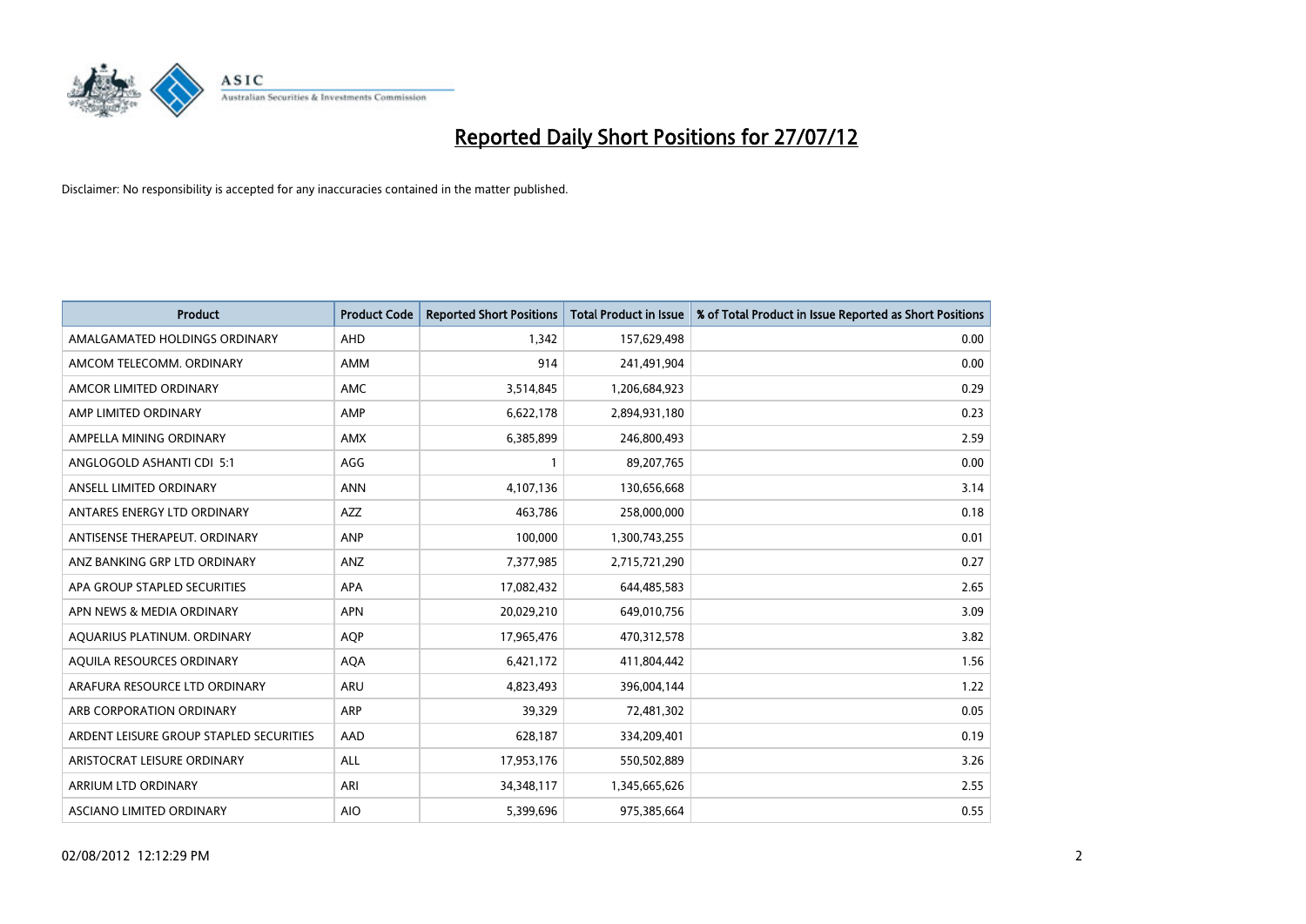# Reported Daily Short Positions for 27/07/12

Disclaimer: No responsibility is accepted for any inaccuracies contained in the matter published.

| Product | Product Code | Reported Short Positions | Total Product in Issue | % of Total Product in Issue Reported as Short Positions |
|---|---|---|---|---|
| AMALGAMATED HOLDINGS ORDINARY | AHD | 1,342 | 157,629,498 | 0.00 |
| AMCOM TELECOMM. ORDINARY | AMM | 914 | 241,491,904 | 0.00 |
| AMCOR LIMITED ORDINARY | AMC | 3,514,845 | 1,206,684,923 | 0.29 |
| AMP LIMITED ORDINARY | AMP | 6,622,178 | 2,894,931,180 | 0.23 |
| AMPELLA MINING ORDINARY | AMX | 6,385,899 | 246,800,493 | 2.59 |
| ANGLOGOLD ASHANTI CDI 5:1 | AGG | 1 | 89,207,765 | 0.00 |
| ANSELL LIMITED ORDINARY | ANN | 4,107,136 | 130,656,668 | 3.14 |
| ANTARES ENERGY LTD ORDINARY | AZZ | 463,786 | 258,000,000 | 0.18 |
| ANTISENSE THERAPEUT. ORDINARY | ANP | 100,000 | 1,300,743,255 | 0.01 |
| ANZ BANKING GRP LTD ORDINARY | ANZ | 7,377,985 | 2,715,721,290 | 0.27 |
| APA GROUP STAPLED SECURITIES | APA | 17,082,432 | 644,485,583 | 2.65 |
| APN NEWS & MEDIA ORDINARY | APN | 20,029,210 | 649,010,756 | 3.09 |
| AQUARIUS PLATINUM. ORDINARY | AQP | 17,965,476 | 470,312,578 | 3.82 |
| AQUILA RESOURCES ORDINARY | AQA | 6,421,172 | 411,804,442 | 1.56 |
| ARAFURA RESOURCE LTD ORDINARY | ARU | 4,823,493 | 396,004,144 | 1.22 |
| ARB CORPORATION ORDINARY | ARP | 39,329 | 72,481,302 | 0.05 |
| ARDENT LEISURE GROUP STAPLED SECURITIES | AAD | 628,187 | 334,209,401 | 0.19 |
| ARISTOCRAT LEISURE ORDINARY | ALL | 17,953,176 | 550,502,889 | 3.26 |
| ARRIUM LTD ORDINARY | ARI | 34,348,117 | 1,345,665,626 | 2.55 |
| ASCIANO LIMITED ORDINARY | AIO | 5,399,696 | 975,385,664 | 0.55 |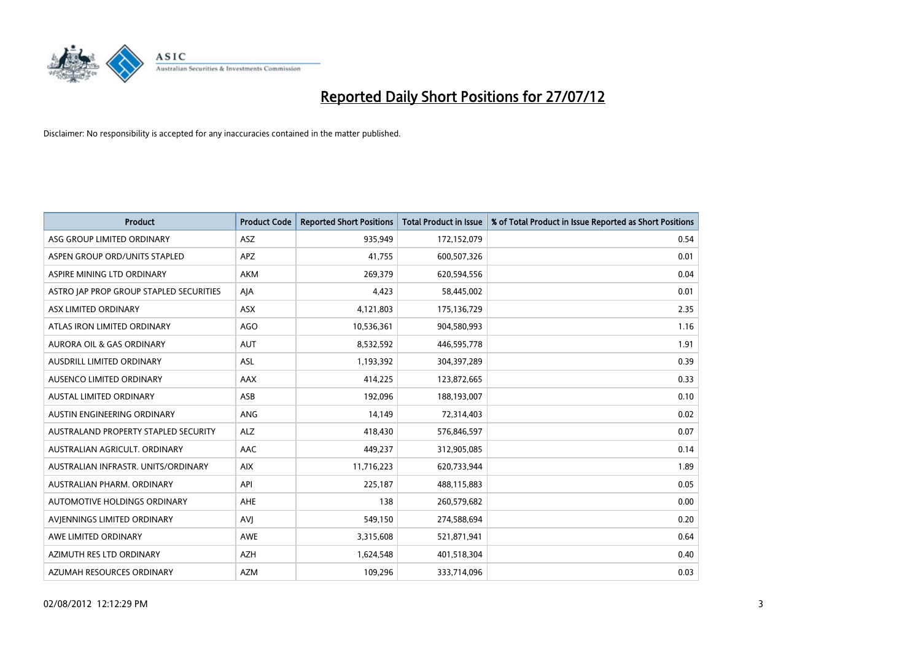# Reported Daily Short Positions for 27/07/12

Disclaimer: No responsibility is accepted for any inaccuracies contained in the matter published.

| Product | Product Code | Reported Short Positions | Total Product in Issue | % of Total Product in Issue Reported as Short Positions |
|---|---|---|---|---|
| ASG GROUP LIMITED ORDINARY | ASZ | 935,949 | 172,152,079 | 0.54 |
| ASPEN GROUP ORD/UNITS STAPLED | APZ | 41,755 | 600,507,326 | 0.01 |
| ASPIRE MINING LTD ORDINARY | AKM | 269,379 | 620,594,556 | 0.04 |
| ASTRO JAP PROP GROUP STAPLED SECURITIES | AJA | 4,423 | 58,445,002 | 0.01 |
| ASX LIMITED ORDINARY | ASX | 4,121,803 | 175,136,729 | 2.35 |
| ATLAS IRON LIMITED ORDINARY | AGO | 10,536,361 | 904,580,993 | 1.16 |
| AURORA OIL & GAS ORDINARY | AUT | 8,532,592 | 446,595,778 | 1.91 |
| AUSDRILL LIMITED ORDINARY | ASL | 1,193,392 | 304,397,289 | 0.39 |
| AUSENCO LIMITED ORDINARY | AAX | 414,225 | 123,872,665 | 0.33 |
| AUSTAL LIMITED ORDINARY | ASB | 192,096 | 188,193,007 | 0.10 |
| AUSTIN ENGINEERING ORDINARY | ANG | 14,149 | 72,314,403 | 0.02 |
| AUSTRALAND PROPERTY STAPLED SECURITY | ALZ | 418,430 | 576,846,597 | 0.07 |
| AUSTRALIAN AGRICULT. ORDINARY | AAC | 449,237 | 312,905,085 | 0.14 |
| AUSTRALIAN INFRASTR. UNITS/ORDINARY | AIX | 11,716,223 | 620,733,944 | 1.89 |
| AUSTRALIAN PHARM. ORDINARY | API | 225,187 | 488,115,883 | 0.05 |
| AUTOMOTIVE HOLDINGS ORDINARY | AHE | 138 | 260,579,682 | 0.00 |
| AVJENNINGS LIMITED ORDINARY | AVJ | 549,150 | 274,588,694 | 0.20 |
| AWE LIMITED ORDINARY | AWE | 3,315,608 | 521,871,941 | 0.64 |
| AZIMUTH RES LTD ORDINARY | AZH | 1,624,548 | 401,518,304 | 0.40 |
| AZUMAH RESOURCES ORDINARY | AZM | 109,296 | 333,714,096 | 0.03 |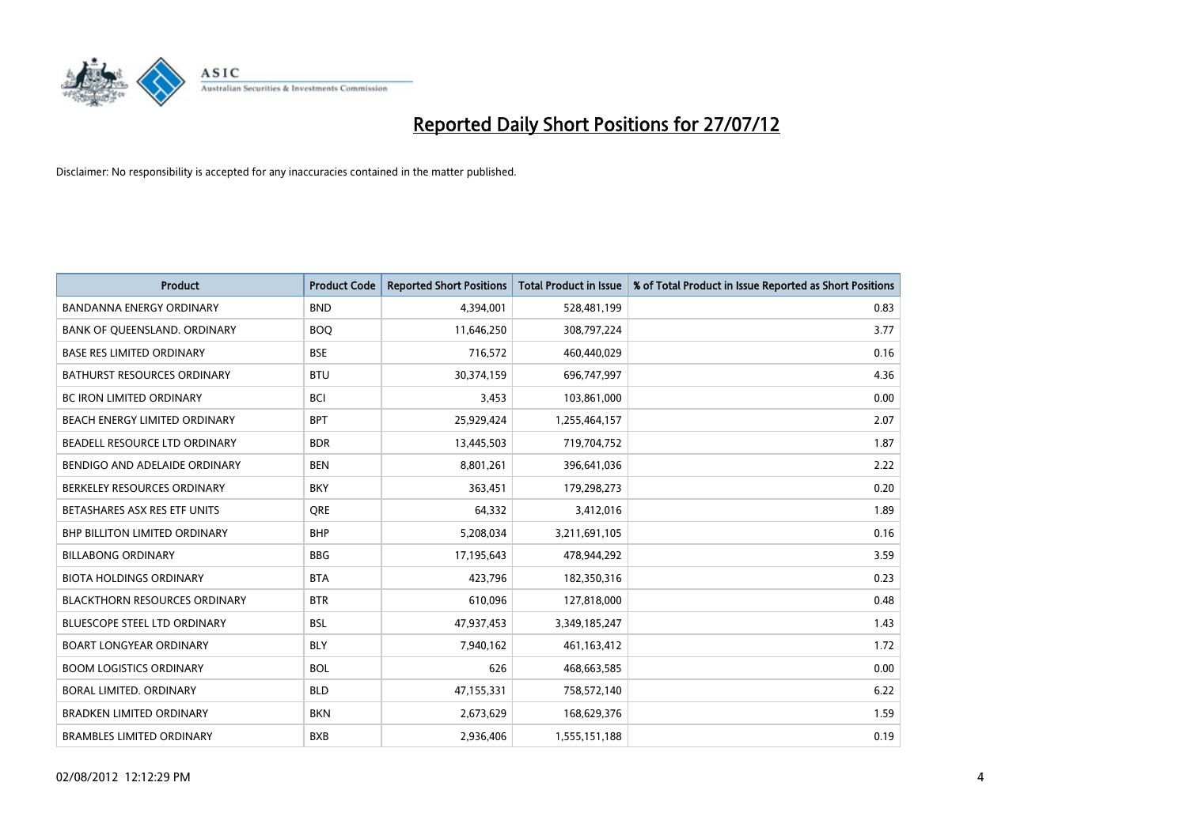# Reported Daily Short Positions for 27/07/12

Disclaimer: No responsibility is accepted for any inaccuracies contained in the matter published.

| Product | Product Code | Reported Short Positions | Total Product in Issue | % of Total Product in Issue Reported as Short Positions |
|---|---|---|---|---|
| BANDANNA ENERGY ORDINARY | BND | 4,394,001 | 528,481,199 | 0.83 |
| BANK OF QUEENSLAND. ORDINARY | BOQ | 11,646,250 | 308,797,224 | 3.77 |
| BASE RES LIMITED ORDINARY | BSE | 716,572 | 460,440,029 | 0.16 |
| BATHURST RESOURCES ORDINARY | BTU | 30,374,159 | 696,747,997 | 4.36 |
| BC IRON LIMITED ORDINARY | BCI | 3,453 | 103,861,000 | 0.00 |
| BEACH ENERGY LIMITED ORDINARY | BPT | 25,929,424 | 1,255,464,157 | 2.07 |
| BEADELL RESOURCE LTD ORDINARY | BDR | 13,445,503 | 719,704,752 | 1.87 |
| BENDIGO AND ADELAIDE ORDINARY | BEN | 8,801,261 | 396,641,036 | 2.22 |
| BERKELEY RESOURCES ORDINARY | BKY | 363,451 | 179,298,273 | 0.20 |
| BETASHARES ASX RES ETF UNITS | QRE | 64,332 | 3,412,016 | 1.89 |
| BHP BILLITON LIMITED ORDINARY | BHP | 5,208,034 | 3,211,691,105 | 0.16 |
| BILLABONG ORDINARY | BBG | 17,195,643 | 478,944,292 | 3.59 |
| BIOTA HOLDINGS ORDINARY | BTA | 423,796 | 182,350,316 | 0.23 |
| BLACKTHORN RESOURCES ORDINARY | BTR | 610,096 | 127,818,000 | 0.48 |
| BLUESCOPE STEEL LTD ORDINARY | BSL | 47,937,453 | 3,349,185,247 | 1.43 |
| BOART LONGYEAR ORDINARY | BLY | 7,940,162 | 461,163,412 | 1.72 |
| BOOM LOGISTICS ORDINARY | BOL | 626 | 468,663,585 | 0.00 |
| BORAL LIMITED. ORDINARY | BLD | 47,155,331 | 758,572,140 | 6.22 |
| BRADKEN LIMITED ORDINARY | BKN | 2,673,629 | 168,629,376 | 1.59 |
| BRAMBLES LIMITED ORDINARY | BXB | 2,936,406 | 1,555,151,188 | 0.19 |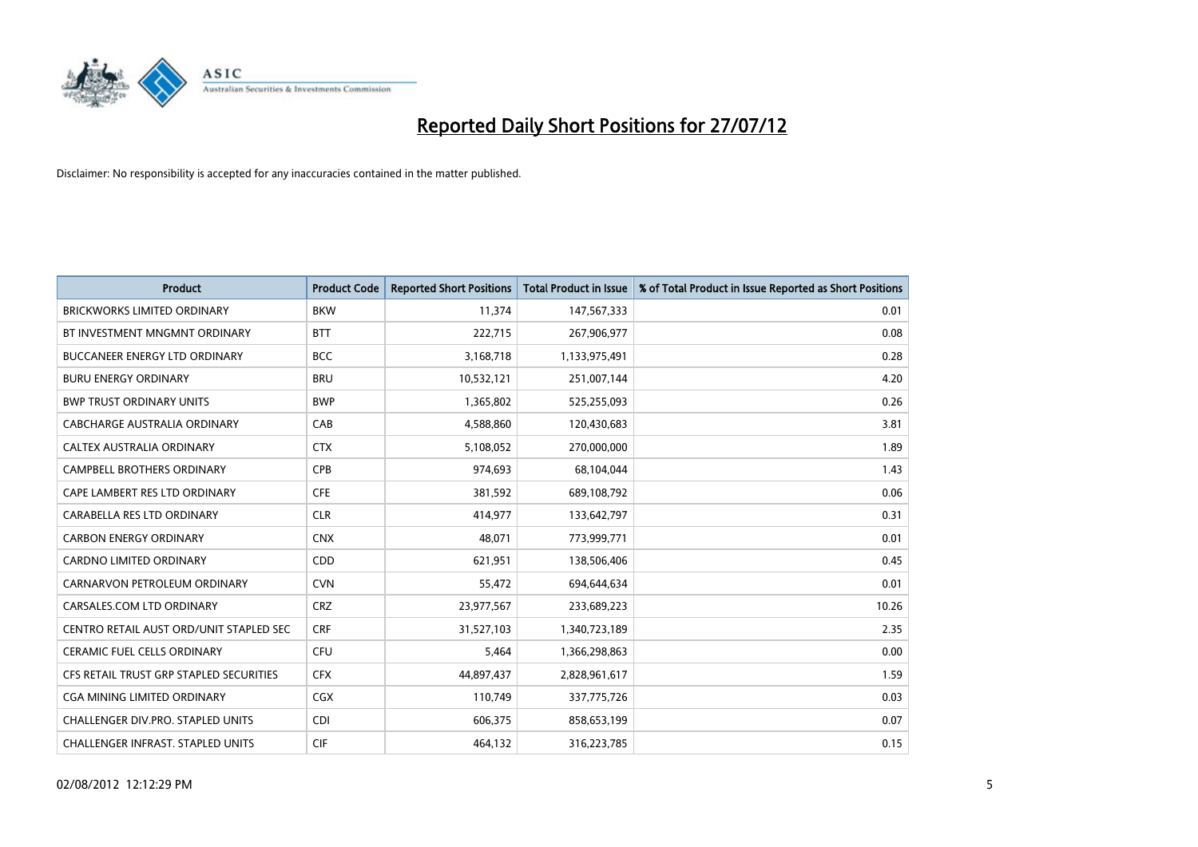# Reported Daily Short Positions for 27/07/12

Disclaimer: No responsibility is accepted for any inaccuracies contained in the matter published.

| Product | Product Code | Reported Short Positions | Total Product in Issue | % of Total Product in Issue Reported as Short Positions |
|---|---|---|---|---|
| BRICKWORKS LIMITED ORDINARY | BKW | 11,374 | 147,567,333 | 0.01 |
| BT INVESTMENT MNGMNT ORDINARY | BTT | 222,715 | 267,906,977 | 0.08 |
| BUCCANEER ENERGY LTD ORDINARY | BCC | 3,168,718 | 1,133,975,491 | 0.28 |
| BURU ENERGY ORDINARY | BRU | 10,532,121 | 251,007,144 | 4.20 |
| BWP TRUST ORDINARY UNITS | BWP | 1,365,802 | 525,255,093 | 0.26 |
| CABCHARGE AUSTRALIA ORDINARY | CAB | 4,588,860 | 120,430,683 | 3.81 |
| CALTEX AUSTRALIA ORDINARY | CTX | 5,108,052 | 270,000,000 | 1.89 |
| CAMPBELL BROTHERS ORDINARY | CPB | 974,693 | 68,104,044 | 1.43 |
| CAPE LAMBERT RES LTD ORDINARY | CFE | 381,592 | 689,108,792 | 0.06 |
| CARABELLA RES LTD ORDINARY | CLR | 414,977 | 133,642,797 | 0.31 |
| CARBON ENERGY ORDINARY | CNX | 48,071 | 773,999,771 | 0.01 |
| CARDNO LIMITED ORDINARY | CDD | 621,951 | 138,506,406 | 0.45 |
| CARNARVON PETROLEUM ORDINARY | CVN | 55,472 | 694,644,634 | 0.01 |
| CARSALES.COM LTD ORDINARY | CRZ | 23,977,567 | 233,689,223 | 10.26 |
| CENTRO RETAIL AUST ORD/UNIT STAPLED SEC | CRF | 31,527,103 | 1,340,723,189 | 2.35 |
| CERAMIC FUEL CELLS ORDINARY | CFU | 5,464 | 1,366,298,863 | 0.00 |
| CFS RETAIL TRUST GRP STAPLED SECURITIES | CFX | 44,897,437 | 2,828,961,617 | 1.59 |
| CGA MINING LIMITED ORDINARY | CGX | 110,749 | 337,775,726 | 0.03 |
| CHALLENGER DIV.PRO. STAPLED UNITS | CDI | 606,375 | 858,653,199 | 0.07 |
| CHALLENGER INFRAST. STAPLED UNITS | CIF | 464,132 | 316,223,785 | 0.15 |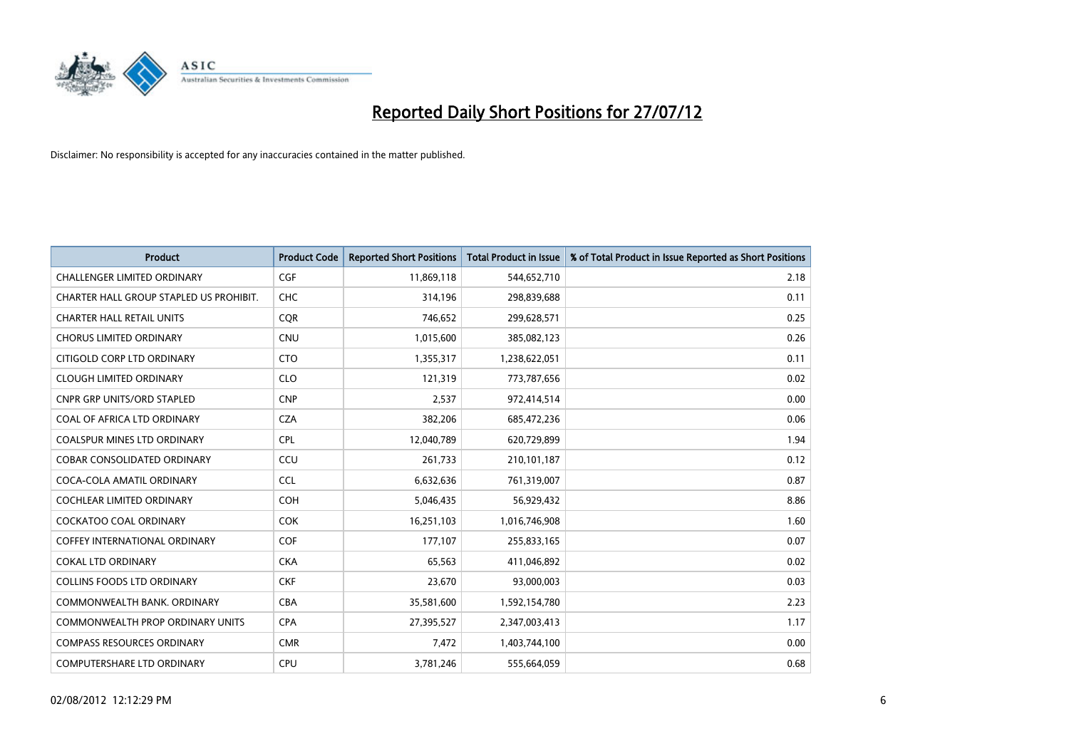# Reported Daily Short Positions for 27/07/12

Disclaimer: No responsibility is accepted for any inaccuracies contained in the matter published.

| Product | Product Code | Reported Short Positions | Total Product in Issue | % of Total Product in Issue Reported as Short Positions |
|---|---|---|---|---|
| CHALLENGER LIMITED ORDINARY | CGF | 11,869,118 | 544,652,710 | 2.18 |
| CHARTER HALL GROUP STAPLED US PROHIBIT. | CHC | 314,196 | 298,839,688 | 0.11 |
| CHARTER HALL RETAIL UNITS | CQR | 746,652 | 299,628,571 | 0.25 |
| CHORUS LIMITED ORDINARY | CNU | 1,015,600 | 385,082,123 | 0.26 |
| CITIGOLD CORP LTD ORDINARY | CTO | 1,355,317 | 1,238,622,051 | 0.11 |
| CLOUGH LIMITED ORDINARY | CLO | 121,319 | 773,787,656 | 0.02 |
| CNPR GRP UNITS/ORD STAPLED | CNP | 2,537 | 972,414,514 | 0.00 |
| COAL OF AFRICA LTD ORDINARY | CZA | 382,206 | 685,472,236 | 0.06 |
| COALSPUR MINES LTD ORDINARY | CPL | 12,040,789 | 620,729,899 | 1.94 |
| COBAR CONSOLIDATED ORDINARY | CCU | 261,733 | 210,101,187 | 0.12 |
| COCA-COLA AMATIL ORDINARY | CCL | 6,632,636 | 761,319,007 | 0.87 |
| COCHLEAR LIMITED ORDINARY | COH | 5,046,435 | 56,929,432 | 8.86 |
| COCKATOO COAL ORDINARY | COK | 16,251,103 | 1,016,746,908 | 1.60 |
| COFFEY INTERNATIONAL ORDINARY | COF | 177,107 | 255,833,165 | 0.07 |
| COKAL LTD ORDINARY | CKA | 65,563 | 411,046,892 | 0.02 |
| COLLINS FOODS LTD ORDINARY | CKF | 23,670 | 93,000,003 | 0.03 |
| COMMONWEALTH BANK. ORDINARY | CBA | 35,581,600 | 1,592,154,780 | 2.23 |
| COMMONWEALTH PROP ORDINARY UNITS | CPA | 27,395,527 | 2,347,003,413 | 1.17 |
| COMPASS RESOURCES ORDINARY | CMR | 7,472 | 1,403,744,100 | 0.00 |
| COMPUTERSHARE LTD ORDINARY | CPU | 3,781,246 | 555,664,059 | 0.68 |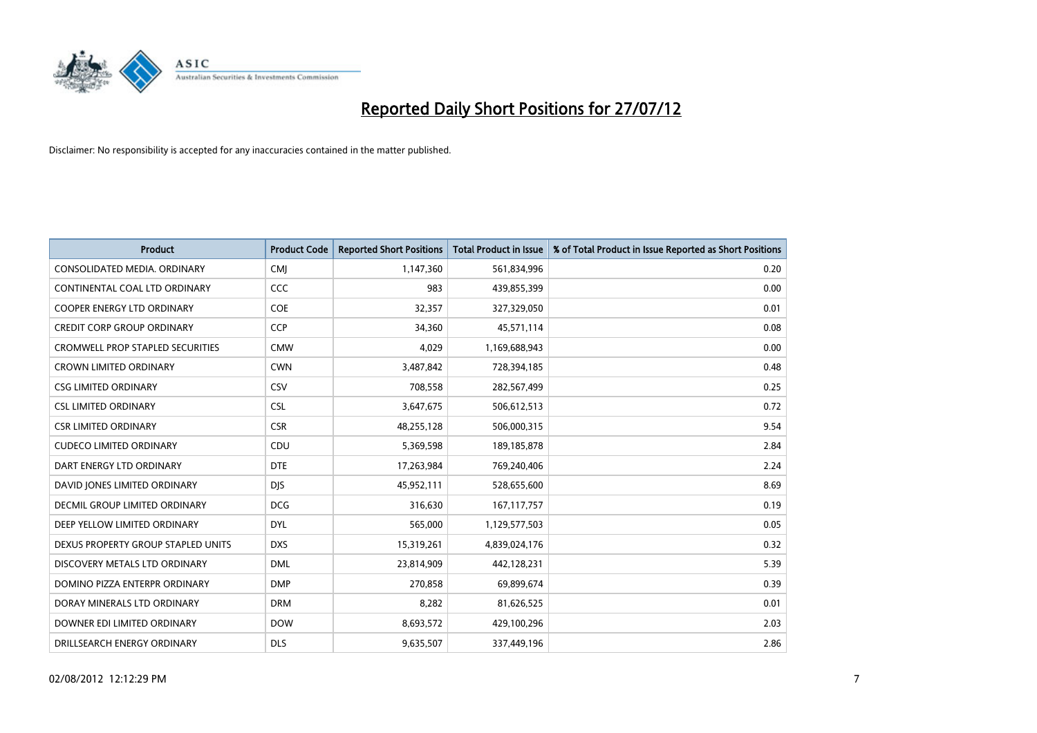# Reported Daily Short Positions for 27/07/12

Disclaimer: No responsibility is accepted for any inaccuracies contained in the matter published.

| Product | Product Code | Reported Short Positions | Total Product in Issue | % of Total Product in Issue Reported as Short Positions |
|---|---|---|---|---|
| CONSOLIDATED MEDIA. ORDINARY | CMJ | 1,147,360 | 561,834,996 | 0.20 |
| CONTINENTAL COAL LTD ORDINARY | CCC | 983 | 439,855,399 | 0.00 |
| COOPER ENERGY LTD ORDINARY | COE | 32,357 | 327,329,050 | 0.01 |
| CREDIT CORP GROUP ORDINARY | CCP | 34,360 | 45,571,114 | 0.08 |
| CROMWELL PROP STAPLED SECURITIES | CMW | 4,029 | 1,169,688,943 | 0.00 |
| CROWN LIMITED ORDINARY | CWN | 3,487,842 | 728,394,185 | 0.48 |
| CSG LIMITED ORDINARY | CSV | 708,558 | 282,567,499 | 0.25 |
| CSL LIMITED ORDINARY | CSL | 3,647,675 | 506,612,513 | 0.72 |
| CSR LIMITED ORDINARY | CSR | 48,255,128 | 506,000,315 | 9.54 |
| CUDECO LIMITED ORDINARY | CDU | 5,369,598 | 189,185,878 | 2.84 |
| DART ENERGY LTD ORDINARY | DTE | 17,263,984 | 769,240,406 | 2.24 |
| DAVID JONES LIMITED ORDINARY | DJS | 45,952,111 | 528,655,600 | 8.69 |
| DECMIL GROUP LIMITED ORDINARY | DCG | 316,630 | 167,117,757 | 0.19 |
| DEEP YELLOW LIMITED ORDINARY | DYL | 565,000 | 1,129,577,503 | 0.05 |
| DEXUS PROPERTY GROUP STAPLED UNITS | DXS | 15,319,261 | 4,839,024,176 | 0.32 |
| DISCOVERY METALS LTD ORDINARY | DML | 23,814,909 | 442,128,231 | 5.39 |
| DOMINO PIZZA ENTERPR ORDINARY | DMP | 270,858 | 69,899,674 | 0.39 |
| DORAY MINERALS LTD ORDINARY | DRM | 8,282 | 81,626,525 | 0.01 |
| DOWNER EDI LIMITED ORDINARY | DOW | 8,693,572 | 429,100,296 | 2.03 |
| DRILLSEARCH ENERGY ORDINARY | DLS | 9,635,507 | 337,449,196 | 2.86 |

02/08/2012 12:12:29 PM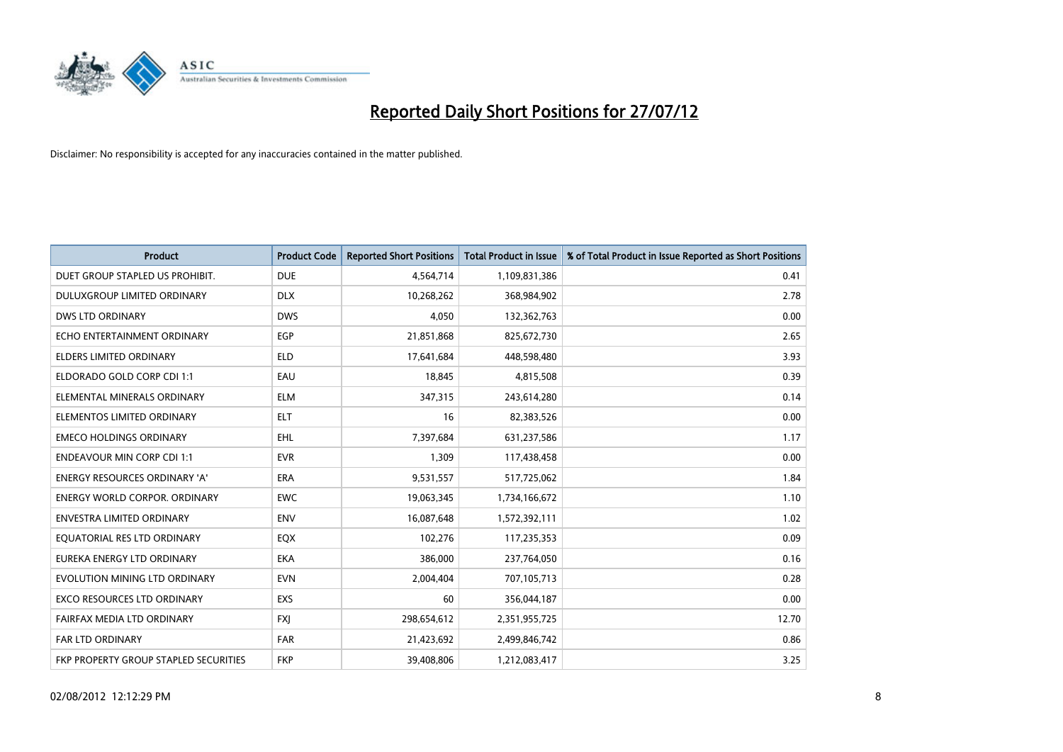# Reported Daily Short Positions for 27/07/12

Disclaimer: No responsibility is accepted for any inaccuracies contained in the matter published.

| Product | Product Code | Reported Short Positions | Total Product in Issue | % of Total Product in Issue Reported as Short Positions |
|---|---|---|---|---|
| DUET GROUP STAPLED US PROHIBIT. | DUE | 4,564,714 | 1,109,831,386 | 0.41 |
| DULUXGROUP LIMITED ORDINARY | DLX | 10,268,262 | 368,984,902 | 2.78 |
| DWS LTD ORDINARY | DWS | 4,050 | 132,362,763 | 0.00 |
| ECHO ENTERTAINMENT ORDINARY | EGP | 21,851,868 | 825,672,730 | 2.65 |
| ELDERS LIMITED ORDINARY | ELD | 17,641,684 | 448,598,480 | 3.93 |
| ELDORADO GOLD CORP CDI 1:1 | EAU | 18,845 | 4,815,508 | 0.39 |
| ELEMENTAL MINERALS ORDINARY | ELM | 347,315 | 243,614,280 | 0.14 |
| ELEMENTOS LIMITED ORDINARY | ELT | 16 | 82,383,526 | 0.00 |
| EMECO HOLDINGS ORDINARY | EHL | 7,397,684 | 631,237,586 | 1.17 |
| ENDEAVOUR MIN CORP CDI 1:1 | EVR | 1,309 | 117,438,458 | 0.00 |
| ENERGY RESOURCES ORDINARY 'A' | ERA | 9,531,557 | 517,725,062 | 1.84 |
| ENERGY WORLD CORPOR. ORDINARY | EWC | 19,063,345 | 1,734,166,672 | 1.10 |
| ENVESTRA LIMITED ORDINARY | ENV | 16,087,648 | 1,572,392,111 | 1.02 |
| EQUATORIAL RES LTD ORDINARY | EQX | 102,276 | 117,235,353 | 0.09 |
| EUREKA ENERGY LTD ORDINARY | EKA | 386,000 | 237,764,050 | 0.16 |
| EVOLUTION MINING LTD ORDINARY | EVN | 2,004,404 | 707,105,713 | 0.28 |
| EXCO RESOURCES LTD ORDINARY | EXS | 60 | 356,044,187 | 0.00 |
| FAIRFAX MEDIA LTD ORDINARY | FXJ | 298,654,612 | 2,351,955,725 | 12.70 |
| FAR LTD ORDINARY | FAR | 21,423,692 | 2,499,846,742 | 0.86 |
| FKP PROPERTY GROUP STAPLED SECURITIES | FKP | 39,408,806 | 1,212,083,417 | 3.25 |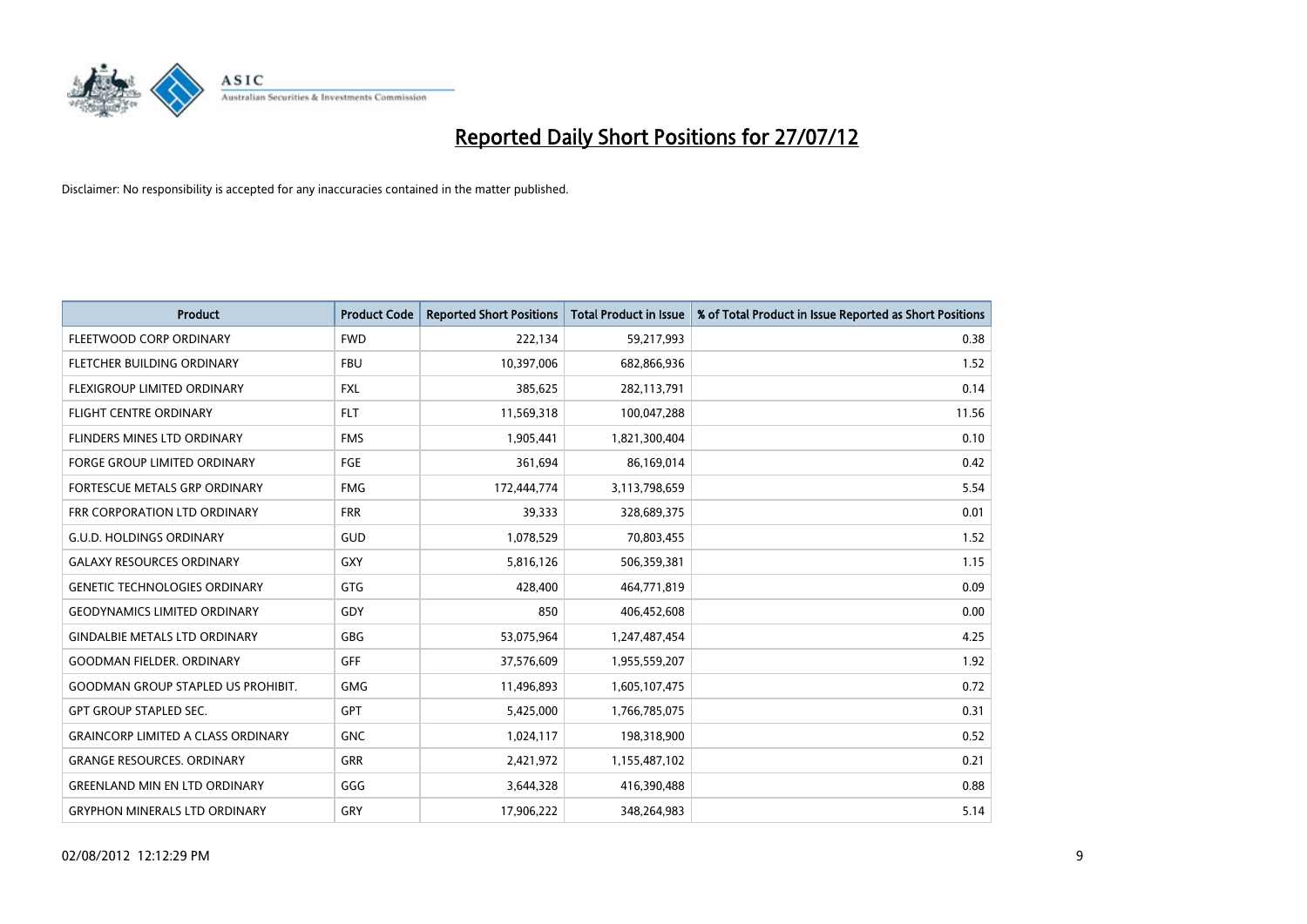# Reported Daily Short Positions for 27/07/12

Disclaimer: No responsibility is accepted for any inaccuracies contained in the matter published.

| Product | Product Code | Reported Short Positions | Total Product in Issue | % of Total Product in Issue Reported as Short Positions |
|---|---|---|---|---|
| FLEETWOOD CORP ORDINARY | FWD | 222,134 | 59,217,993 | 0.38 |
| FLETCHER BUILDING ORDINARY | FBU | 10,397,006 | 682,866,936 | 1.52 |
| FLEXIGROUP LIMITED ORDINARY | FXL | 385,625 | 282,113,791 | 0.14 |
| FLIGHT CENTRE ORDINARY | FLT | 11,569,318 | 100,047,288 | 11.56 |
| FLINDERS MINES LTD ORDINARY | FMS | 1,905,441 | 1,821,300,404 | 0.10 |
| FORGE GROUP LIMITED ORDINARY | FGE | 361,694 | 86,169,014 | 0.42 |
| FORTESCUE METALS GRP ORDINARY | FMG | 172,444,774 | 3,113,798,659 | 5.54 |
| FRR CORPORATION LTD ORDINARY | FRR | 39,333 | 328,689,375 | 0.01 |
| G.U.D. HOLDINGS ORDINARY | GUD | 1,078,529 | 70,803,455 | 1.52 |
| GALAXY RESOURCES ORDINARY | GXY | 5,816,126 | 506,359,381 | 1.15 |
| GENETIC TECHNOLOGIES ORDINARY | GTG | 428,400 | 464,771,819 | 0.09 |
| GEODYNAMICS LIMITED ORDINARY | GDY | 850 | 406,452,608 | 0.00 |
| GINDALBIE METALS LTD ORDINARY | GBG | 53,075,964 | 1,247,487,454 | 4.25 |
| GOODMAN FIELDER. ORDINARY | GFF | 37,576,609 | 1,955,559,207 | 1.92 |
| GOODMAN GROUP STAPLED US PROHIBIT. | GMG | 11,496,893 | 1,605,107,475 | 0.72 |
| GPT GROUP STAPLED SEC. | GPT | 5,425,000 | 1,766,785,075 | 0.31 |
| GRAINCORP LIMITED A CLASS ORDINARY | GNC | 1,024,117 | 198,318,900 | 0.52 |
| GRANGE RESOURCES. ORDINARY | GRR | 2,421,972 | 1,155,487,102 | 0.21 |
| GREENLAND MIN EN LTD ORDINARY | GGG | 3,644,328 | 416,390,488 | 0.88 |
| GRYPHON MINERALS LTD ORDINARY | GRY | 17,906,222 | 348,264,983 | 5.14 |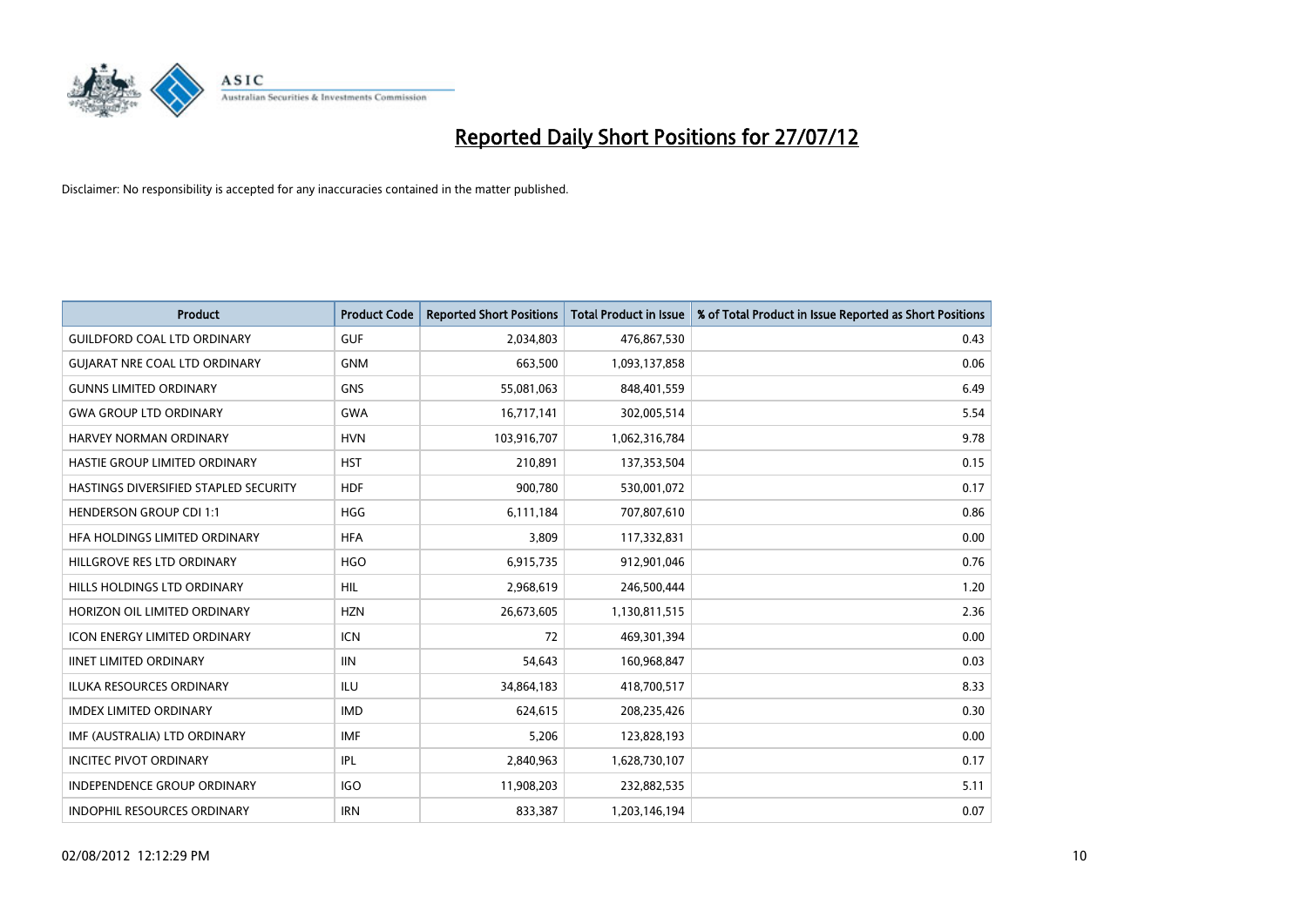# Reported Daily Short Positions for 27/07/12

Disclaimer: No responsibility is accepted for any inaccuracies contained in the matter published.

| Product | Product Code | Reported Short Positions | Total Product in Issue | % of Total Product in Issue Reported as Short Positions |
|---|---|---|---|---|
| GUILDFORD COAL LTD ORDINARY | GUF | 2,034,803 | 476,867,530 | 0.43 |
| GUJARAT NRE COAL LTD ORDINARY | GNM | 663,500 | 1,093,137,858 | 0.06 |
| GUNNS LIMITED ORDINARY | GNS | 55,081,063 | 848,401,559 | 6.49 |
| GWA GROUP LTD ORDINARY | GWA | 16,717,141 | 302,005,514 | 5.54 |
| HARVEY NORMAN ORDINARY | HVN | 103,916,707 | 1,062,316,784 | 9.78 |
| HASTIE GROUP LIMITED ORDINARY | HST | 210,891 | 137,353,504 | 0.15 |
| HASTINGS DIVERSIFIED STAPLED SECURITY | HDF | 900,780 | 530,001,072 | 0.17 |
| HENDERSON GROUP CDI 1:1 | HGG | 6,111,184 | 707,807,610 | 0.86 |
| HFA HOLDINGS LIMITED ORDINARY | HFA | 3,809 | 117,332,831 | 0.00 |
| HILLGROVE RES LTD ORDINARY | HGO | 6,915,735 | 912,901,046 | 0.76 |
| HILLS HOLDINGS LTD ORDINARY | HIL | 2,968,619 | 246,500,444 | 1.20 |
| HORIZON OIL LIMITED ORDINARY | HZN | 26,673,605 | 1,130,811,515 | 2.36 |
| ICON ENERGY LIMITED ORDINARY | ICN | 72 | 469,301,394 | 0.00 |
| IINET LIMITED ORDINARY | IIN | 54,643 | 160,968,847 | 0.03 |
| ILUKA RESOURCES ORDINARY | ILU | 34,864,183 | 418,700,517 | 8.33 |
| IMDEX LIMITED ORDINARY | IMD | 624,615 | 208,235,426 | 0.30 |
| IMF (AUSTRALIA) LTD ORDINARY | IMF | 5,206 | 123,828,193 | 0.00 |
| INCITEC PIVOT ORDINARY | IPL | 2,840,963 | 1,628,730,107 | 0.17 |
| INDEPENDENCE GROUP ORDINARY | IGO | 11,908,203 | 232,882,535 | 5.11 |
| INDOPHIL RESOURCES ORDINARY | IRN | 833,387 | 1,203,146,194 | 0.07 |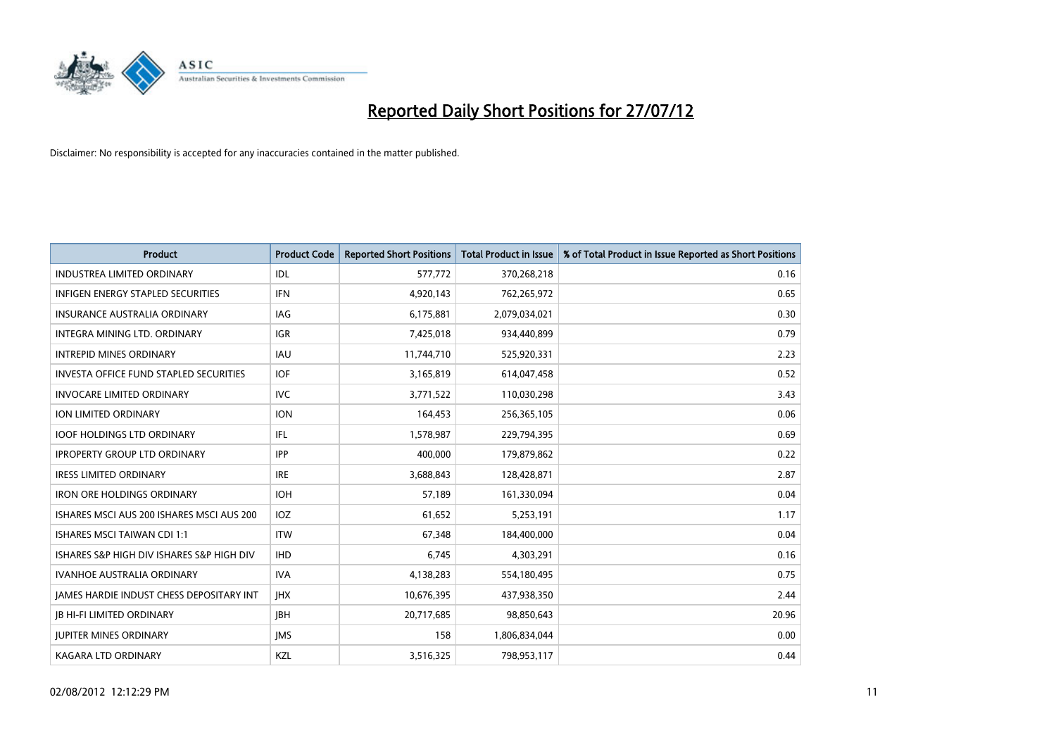# Reported Daily Short Positions for 27/07/12

Disclaimer: No responsibility is accepted for any inaccuracies contained in the matter published.

| Product | Product Code | Reported Short Positions | Total Product in Issue | % of Total Product in Issue Reported as Short Positions |
|---|---|---|---|---|
| INDUSTREA LIMITED ORDINARY | IDL | 577,772 | 370,268,218 | 0.16 |
| INFIGEN ENERGY STAPLED SECURITIES | IFN | 4,920,143 | 762,265,972 | 0.65 |
| INSURANCE AUSTRALIA ORDINARY | IAG | 6,175,881 | 2,079,034,021 | 0.30 |
| INTEGRA MINING LTD. ORDINARY | IGR | 7,425,018 | 934,440,899 | 0.79 |
| INTREPID MINES ORDINARY | IAU | 11,744,710 | 525,920,331 | 2.23 |
| INVESTA OFFICE FUND STAPLED SECURITIES | IOF | 3,165,819 | 614,047,458 | 0.52 |
| INVOCARE LIMITED ORDINARY | IVC | 3,771,522 | 110,030,298 | 3.43 |
| ION LIMITED ORDINARY | ION | 164,453 | 256,365,105 | 0.06 |
| IOOF HOLDINGS LTD ORDINARY | IFL | 1,578,987 | 229,794,395 | 0.69 |
| IPROPERTY GROUP LTD ORDINARY | IPP | 400,000 | 179,879,862 | 0.22 |
| IRESS LIMITED ORDINARY | IRE | 3,688,843 | 128,428,871 | 2.87 |
| IRON ORE HOLDINGS ORDINARY | IOH | 57,189 | 161,330,094 | 0.04 |
| ISHARES MSCI AUS 200 ISHARES MSCI AUS 200 | IOZ | 61,652 | 5,253,191 | 1.17 |
| ISHARES MSCI TAIWAN CDI 1:1 | ITW | 67,348 | 184,400,000 | 0.04 |
| ISHARES S&P HIGH DIV ISHARES S&P HIGH DIV | IHD | 6,745 | 4,303,291 | 0.16 |
| IVANHOE AUSTRALIA ORDINARY | IVA | 4,138,283 | 554,180,495 | 0.75 |
| JAMES HARDIE INDUST CHESS DEPOSITARY INT | JHX | 10,676,395 | 437,938,350 | 2.44 |
| JB HI-FI LIMITED ORDINARY | JBH | 20,717,685 | 98,850,643 | 20.96 |
| JUPITER MINES ORDINARY | JMS | 158 | 1,806,834,044 | 0.00 |
| KAGARA LTD ORDINARY | KZL | 3,516,325 | 798,953,117 | 0.44 |

02/08/2012 12:12:29 PM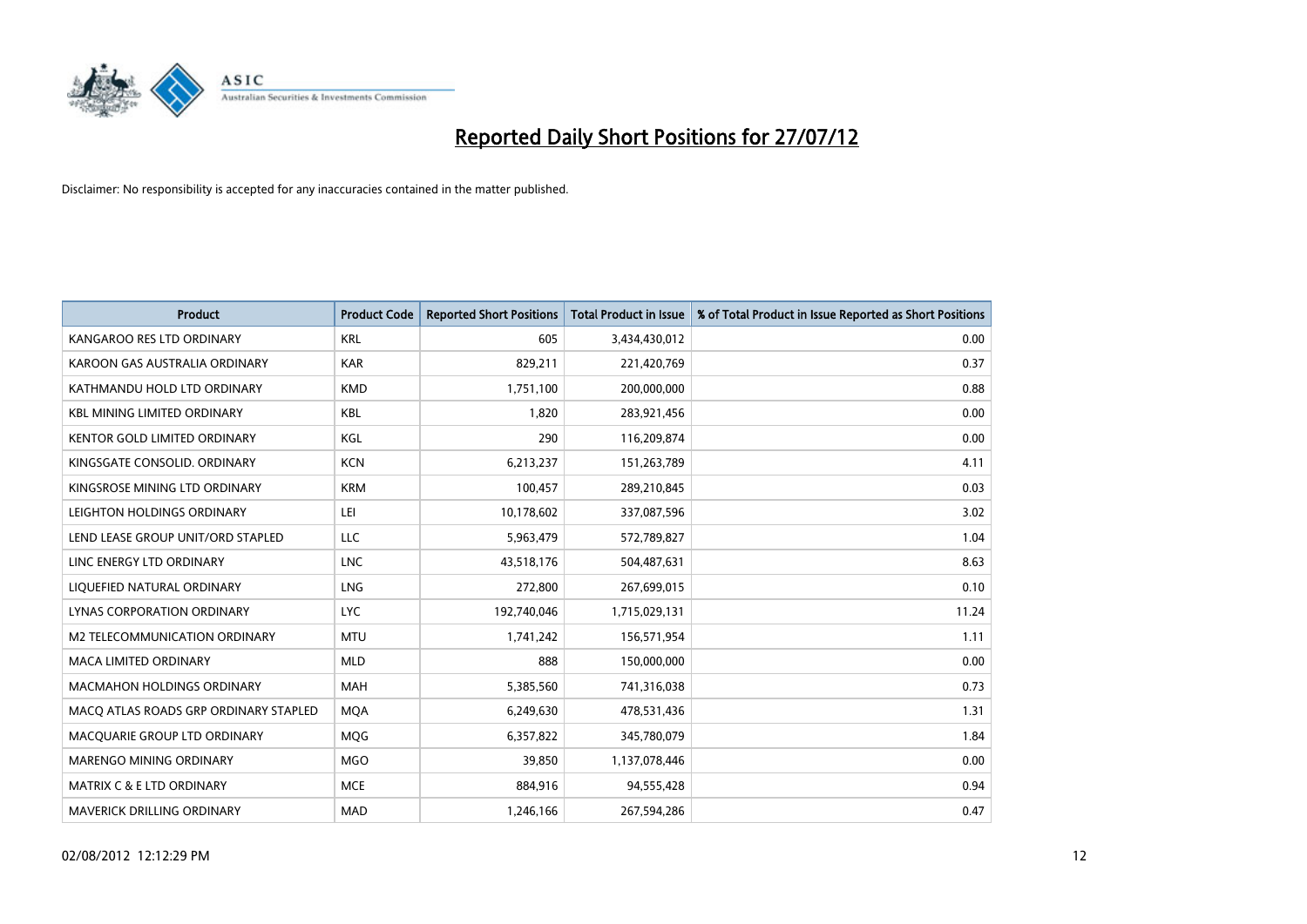# Reported Daily Short Positions for 27/07/12

Disclaimer: No responsibility is accepted for any inaccuracies contained in the matter published.

| Product | Product Code | Reported Short Positions | Total Product in Issue | % of Total Product in Issue Reported as Short Positions |
|---|---|---|---|---|
| KANGAROO RES LTD ORDINARY | KRL | 605 | 3,434,430,012 | 0.00 |
| KAROON GAS AUSTRALIA ORDINARY | KAR | 829,211 | 221,420,769 | 0.37 |
| KATHMANDU HOLD LTD ORDINARY | KMD | 1,751,100 | 200,000,000 | 0.88 |
| KBL MINING LIMITED ORDINARY | KBL | 1,820 | 283,921,456 | 0.00 |
| KENTOR GOLD LIMITED ORDINARY | KGL | 290 | 116,209,874 | 0.00 |
| KINGSGATE CONSOLID. ORDINARY | KCN | 6,213,237 | 151,263,789 | 4.11 |
| KINGSROSE MINING LTD ORDINARY | KRM | 100,457 | 289,210,845 | 0.03 |
| LEIGHTON HOLDINGS ORDINARY | LEI | 10,178,602 | 337,087,596 | 3.02 |
| LEND LEASE GROUP UNIT/ORD STAPLED | LLC | 5,963,479 | 572,789,827 | 1.04 |
| LINC ENERGY LTD ORDINARY | LNC | 43,518,176 | 504,487,631 | 8.63 |
| LIQUEFIED NATURAL ORDINARY | LNG | 272,800 | 267,699,015 | 0.10 |
| LYNAS CORPORATION ORDINARY | LYC | 192,740,046 | 1,715,029,131 | 11.24 |
| M2 TELECOMMUNICATION ORDINARY | MTU | 1,741,242 | 156,571,954 | 1.11 |
| MACA LIMITED ORDINARY | MLD | 888 | 150,000,000 | 0.00 |
| MACMAHON HOLDINGS ORDINARY | MAH | 5,385,560 | 741,316,038 | 0.73 |
| MACQ ATLAS ROADS GRP ORDINARY STAPLED | MQA | 6,249,630 | 478,531,436 | 1.31 |
| MACQUARIE GROUP LTD ORDINARY | MQG | 6,357,822 | 345,780,079 | 1.84 |
| MARENGO MINING ORDINARY | MGO | 39,850 | 1,137,078,446 | 0.00 |
| MATRIX C & E LTD ORDINARY | MCE | 884,916 | 94,555,428 | 0.94 |
| MAVERICK DRILLING ORDINARY | MAD | 1,246,166 | 267,594,286 | 0.47 |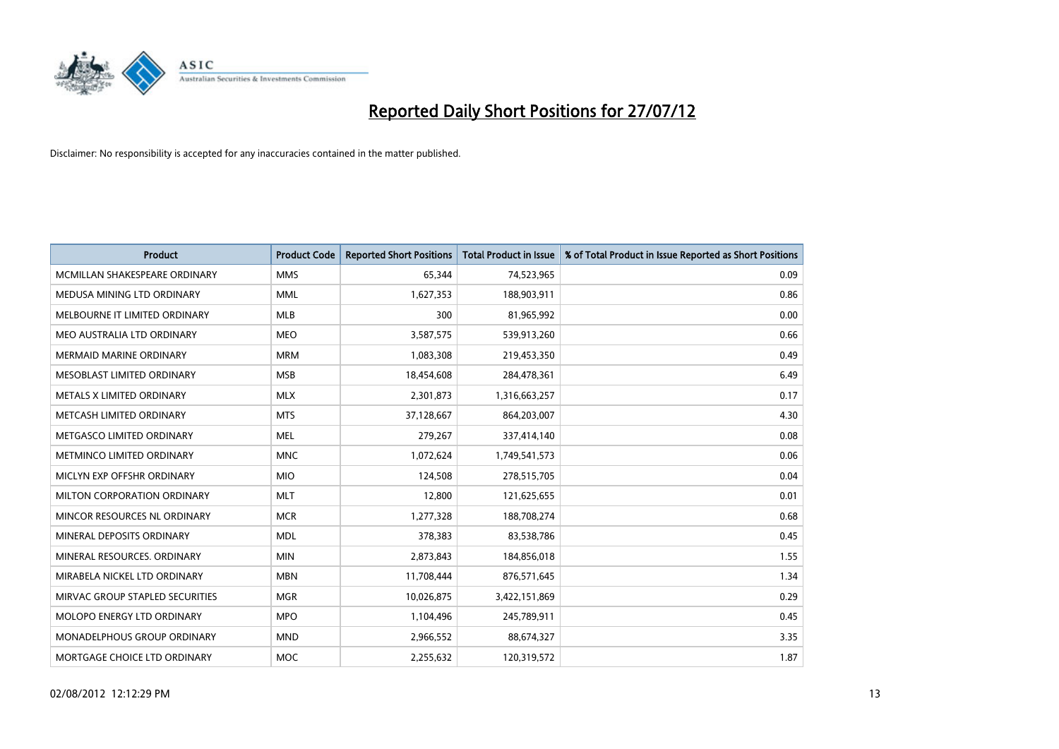# Reported Daily Short Positions for 27/07/12

Disclaimer: No responsibility is accepted for any inaccuracies contained in the matter published.

| Product | Product Code | Reported Short Positions | Total Product in Issue | % of Total Product in Issue Reported as Short Positions |
|---|---|---|---|---|
| MCMILLAN SHAKESPEARE ORDINARY | MMS | 65,344 | 74,523,965 | 0.09 |
| MEDUSA MINING LTD ORDINARY | MML | 1,627,353 | 188,903,911 | 0.86 |
| MELBOURNE IT LIMITED ORDINARY | MLB | 300 | 81,965,992 | 0.00 |
| MEO AUSTRALIA LTD ORDINARY | MEO | 3,587,575 | 539,913,260 | 0.66 |
| MERMAID MARINE ORDINARY | MRM | 1,083,308 | 219,453,350 | 0.49 |
| MESOBLAST LIMITED ORDINARY | MSB | 18,454,608 | 284,478,361 | 6.49 |
| METALS X LIMITED ORDINARY | MLX | 2,301,873 | 1,316,663,257 | 0.17 |
| METCASH LIMITED ORDINARY | MTS | 37,128,667 | 864,203,007 | 4.30 |
| METGASCO LIMITED ORDINARY | MEL | 279,267 | 337,414,140 | 0.08 |
| METMINCO LIMITED ORDINARY | MNC | 1,072,624 | 1,749,541,573 | 0.06 |
| MICLYN EXP OFFSHR ORDINARY | MIO | 124,508 | 278,515,705 | 0.04 |
| MILTON CORPORATION ORDINARY | MLT | 12,800 | 121,625,655 | 0.01 |
| MINCOR RESOURCES NL ORDINARY | MCR | 1,277,328 | 188,708,274 | 0.68 |
| MINERAL DEPOSITS ORDINARY | MDL | 378,383 | 83,538,786 | 0.45 |
| MINERAL RESOURCES. ORDINARY | MIN | 2,873,843 | 184,856,018 | 1.55 |
| MIRABELA NICKEL LTD ORDINARY | MBN | 11,708,444 | 876,571,645 | 1.34 |
| MIRVAC GROUP STAPLED SECURITIES | MGR | 10,026,875 | 3,422,151,869 | 0.29 |
| MOLOPO ENERGY LTD ORDINARY | MPO | 1,104,496 | 245,789,911 | 0.45 |
| MONADELPHOUS GROUP ORDINARY | MND | 2,966,552 | 88,674,327 | 3.35 |
| MORTGAGE CHOICE LTD ORDINARY | MOC | 2,255,632 | 120,319,572 | 1.87 |

02/08/2012 12:12:29 PM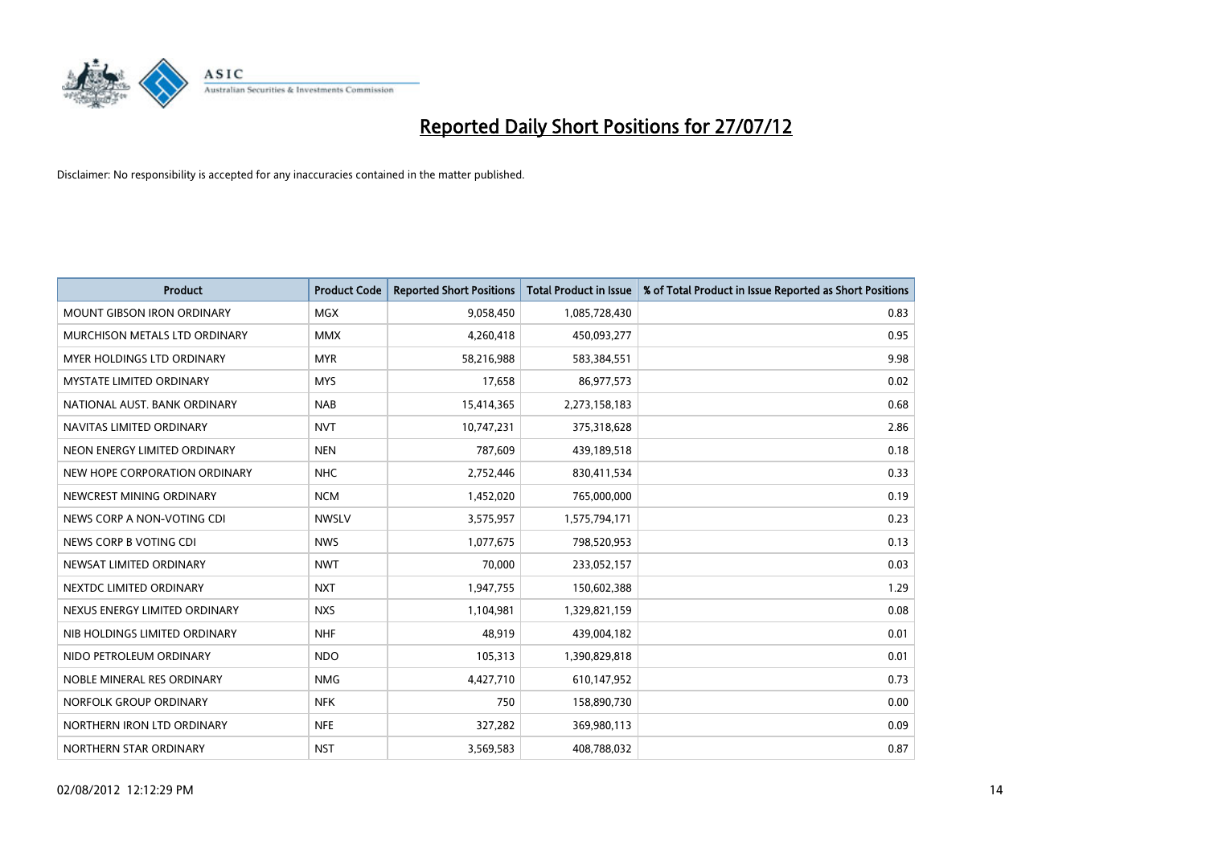# Reported Daily Short Positions for 27/07/12

Disclaimer: No responsibility is accepted for any inaccuracies contained in the matter published.

| Product | Product Code | Reported Short Positions | Total Product in Issue | % of Total Product in Issue Reported as Short Positions |
|---|---|---|---|---|
| MOUNT GIBSON IRON ORDINARY | MGX | 9,058,450 | 1,085,728,430 | 0.83 |
| MURCHISON METALS LTD ORDINARY | MMX | 4,260,418 | 450,093,277 | 0.95 |
| MYER HOLDINGS LTD ORDINARY | MYR | 58,216,988 | 583,384,551 | 9.98 |
| MYSTATE LIMITED ORDINARY | MYS | 17,658 | 86,977,573 | 0.02 |
| NATIONAL AUST. BANK ORDINARY | NAB | 15,414,365 | 2,273,158,183 | 0.68 |
| NAVITAS LIMITED ORDINARY | NVT | 10,747,231 | 375,318,628 | 2.86 |
| NEON ENERGY LIMITED ORDINARY | NEN | 787,609 | 439,189,518 | 0.18 |
| NEW HOPE CORPORATION ORDINARY | NHC | 2,752,446 | 830,411,534 | 0.33 |
| NEWCREST MINING ORDINARY | NCM | 1,452,020 | 765,000,000 | 0.19 |
| NEWS CORP A NON-VOTING CDI | NWSLV | 3,575,957 | 1,575,794,171 | 0.23 |
| NEWS CORP B VOTING CDI | NWS | 1,077,675 | 798,520,953 | 0.13 |
| NEWSAT LIMITED ORDINARY | NWT | 70,000 | 233,052,157 | 0.03 |
| NEXTDC LIMITED ORDINARY | NXT | 1,947,755 | 150,602,388 | 1.29 |
| NEXUS ENERGY LIMITED ORDINARY | NXS | 1,104,981 | 1,329,821,159 | 0.08 |
| NIB HOLDINGS LIMITED ORDINARY | NHF | 48,919 | 439,004,182 | 0.01 |
| NIDO PETROLEUM ORDINARY | NDO | 105,313 | 1,390,829,818 | 0.01 |
| NOBLE MINERAL RES ORDINARY | NMG | 4,427,710 | 610,147,952 | 0.73 |
| NORFOLK GROUP ORDINARY | NFK | 750 | 158,890,730 | 0.00 |
| NORTHERN IRON LTD ORDINARY | NFE | 327,282 | 369,980,113 | 0.09 |
| NORTHERN STAR ORDINARY | NST | 3,569,583 | 408,788,032 | 0.87 |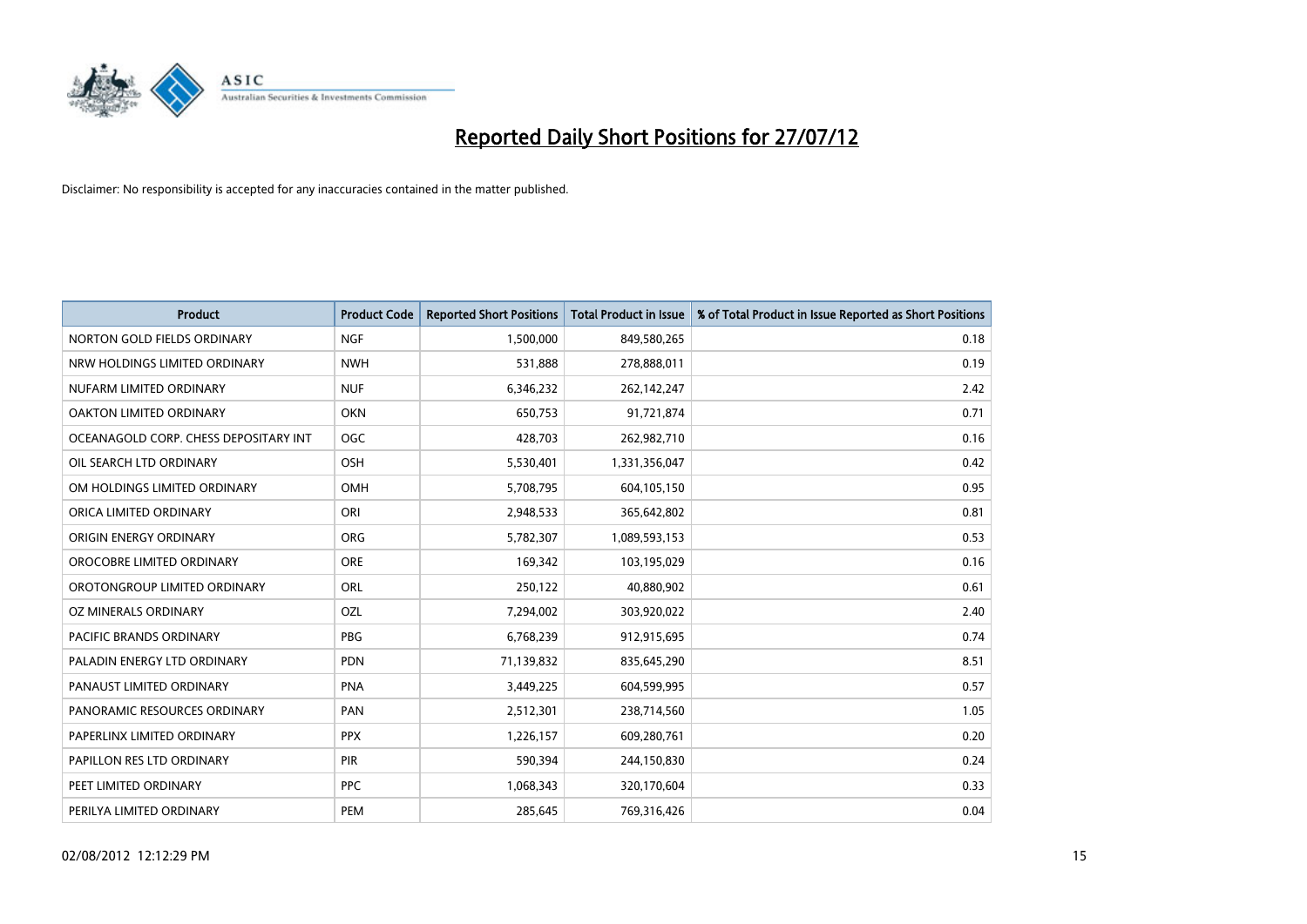# Reported Daily Short Positions for 27/07/12

Disclaimer: No responsibility is accepted for any inaccuracies contained in the matter published.

| Product | Product Code | Reported Short Positions | Total Product in Issue | % of Total Product in Issue Reported as Short Positions |
|---|---|---|---|---|
| NORTON GOLD FIELDS ORDINARY | NGF | 1,500,000 | 849,580,265 | 0.18 |
| NRW HOLDINGS LIMITED ORDINARY | NWH | 531,888 | 278,888,011 | 0.19 |
| NUFARM LIMITED ORDINARY | NUF | 6,346,232 | 262,142,247 | 2.42 |
| OAKTON LIMITED ORDINARY | OKN | 650,753 | 91,721,874 | 0.71 |
| OCEANAGOLD CORP. CHESS DEPOSITARY INT | OGC | 428,703 | 262,982,710 | 0.16 |
| OIL SEARCH LTD ORDINARY | OSH | 5,530,401 | 1,331,356,047 | 0.42 |
| OM HOLDINGS LIMITED ORDINARY | OMH | 5,708,795 | 604,105,150 | 0.95 |
| ORICA LIMITED ORDINARY | ORI | 2,948,533 | 365,642,802 | 0.81 |
| ORIGIN ENERGY ORDINARY | ORG | 5,782,307 | 1,089,593,153 | 0.53 |
| OROCOBRE LIMITED ORDINARY | ORE | 169,342 | 103,195,029 | 0.16 |
| OROTONGROUP LIMITED ORDINARY | ORL | 250,122 | 40,880,902 | 0.61 |
| OZ MINERALS ORDINARY | OZL | 7,294,002 | 303,920,022 | 2.40 |
| PACIFIC BRANDS ORDINARY | PBG | 6,768,239 | 912,915,695 | 0.74 |
| PALADIN ENERGY LTD ORDINARY | PDN | 71,139,832 | 835,645,290 | 8.51 |
| PANAUST LIMITED ORDINARY | PNA | 3,449,225 | 604,599,995 | 0.57 |
| PANORAMIC RESOURCES ORDINARY | PAN | 2,512,301 | 238,714,560 | 1.05 |
| PAPERLINX LIMITED ORDINARY | PPX | 1,226,157 | 609,280,761 | 0.20 |
| PAPILLON RES LTD ORDINARY | PIR | 590,394 | 244,150,830 | 0.24 |
| PEET LIMITED ORDINARY | PPC | 1,068,343 | 320,170,604 | 0.33 |
| PERILYA LIMITED ORDINARY | PEM | 285,645 | 769,316,426 | 0.04 |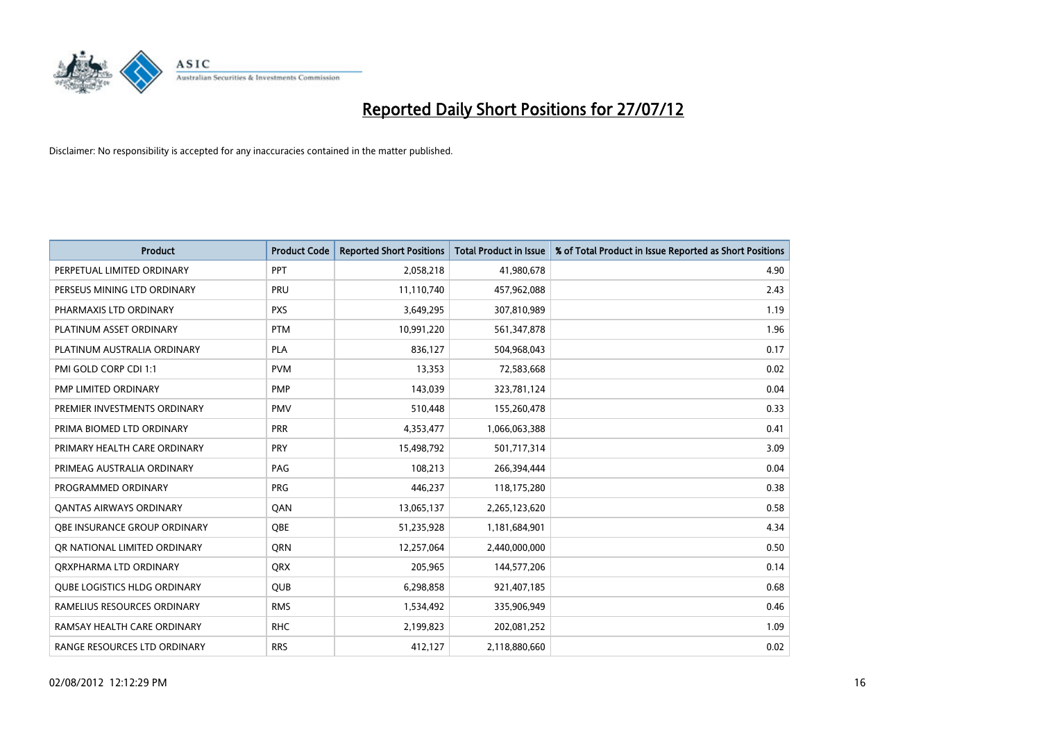# Reported Daily Short Positions for 27/07/12

Disclaimer: No responsibility is accepted for any inaccuracies contained in the matter published.

| Product | Product Code | Reported Short Positions | Total Product in Issue | % of Total Product in Issue Reported as Short Positions |
|---|---|---|---|---|
| PERPETUAL LIMITED ORDINARY | PPT | 2,058,218 | 41,980,678 | 4.90 |
| PERSEUS MINING LTD ORDINARY | PRU | 11,110,740 | 457,962,088 | 2.43 |
| PHARMAXIS LTD ORDINARY | PXS | 3,649,295 | 307,810,989 | 1.19 |
| PLATINUM ASSET ORDINARY | PTM | 10,991,220 | 561,347,878 | 1.96 |
| PLATINUM AUSTRALIA ORDINARY | PLA | 836,127 | 504,968,043 | 0.17 |
| PMI GOLD CORP CDI 1:1 | PVM | 13,353 | 72,583,668 | 0.02 |
| PMP LIMITED ORDINARY | PMP | 143,039 | 323,781,124 | 0.04 |
| PREMIER INVESTMENTS ORDINARY | PMV | 510,448 | 155,260,478 | 0.33 |
| PRIMA BIOMED LTD ORDINARY | PRR | 4,353,477 | 1,066,063,388 | 0.41 |
| PRIMARY HEALTH CARE ORDINARY | PRY | 15,498,792 | 501,717,314 | 3.09 |
| PRIMEAG AUSTRALIA ORDINARY | PAG | 108,213 | 266,394,444 | 0.04 |
| PROGRAMMED ORDINARY | PRG | 446,237 | 118,175,280 | 0.38 |
| QANTAS AIRWAYS ORDINARY | QAN | 13,065,137 | 2,265,123,620 | 0.58 |
| QBE INSURANCE GROUP ORDINARY | QBE | 51,235,928 | 1,181,684,901 | 4.34 |
| QR NATIONAL LIMITED ORDINARY | QRN | 12,257,064 | 2,440,000,000 | 0.50 |
| QRXPHARMA LTD ORDINARY | QRX | 205,965 | 144,577,206 | 0.14 |
| QUBE LOGISTICS HLDG ORDINARY | QUB | 6,298,858 | 921,407,185 | 0.68 |
| RAMELIUS RESOURCES ORDINARY | RMS | 1,534,492 | 335,906,949 | 0.46 |
| RAMSAY HEALTH CARE ORDINARY | RHC | 2,199,823 | 202,081,252 | 1.09 |
| RANGE RESOURCES LTD ORDINARY | RRS | 412,127 | 2,118,880,660 | 0.02 |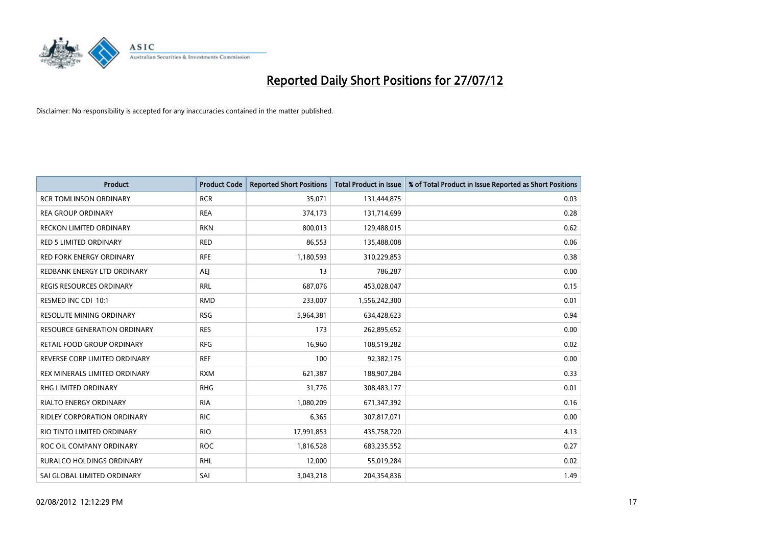# Reported Daily Short Positions for 27/07/12

Disclaimer: No responsibility is accepted for any inaccuracies contained in the matter published.

| Product | Product Code | Reported Short Positions | Total Product in Issue | % of Total Product in Issue Reported as Short Positions |
|---|---|---|---|---|
| RCR TOMLINSON ORDINARY | RCR | 35,071 | 131,444,875 | 0.03 |
| REA GROUP ORDINARY | REA | 374,173 | 131,714,699 | 0.28 |
| RECKON LIMITED ORDINARY | RKN | 800,013 | 129,488,015 | 0.62 |
| RED 5 LIMITED ORDINARY | RED | 86,553 | 135,488,008 | 0.06 |
| RED FORK ENERGY ORDINARY | RFE | 1,180,593 | 310,229,853 | 0.38 |
| REDBANK ENERGY LTD ORDINARY | AEJ | 13 | 786,287 | 0.00 |
| REGIS RESOURCES ORDINARY | RRL | 687,076 | 453,028,047 | 0.15 |
| RESMED INC CDI 10:1 | RMD | 233,007 | 1,556,242,300 | 0.01 |
| RESOLUTE MINING ORDINARY | RSG | 5,964,381 | 634,428,623 | 0.94 |
| RESOURCE GENERATION ORDINARY | RES | 173 | 262,895,652 | 0.00 |
| RETAIL FOOD GROUP ORDINARY | RFG | 16,960 | 108,519,282 | 0.02 |
| REVERSE CORP LIMITED ORDINARY | REF | 100 | 92,382,175 | 0.00 |
| REX MINERALS LIMITED ORDINARY | RXM | 621,387 | 188,907,284 | 0.33 |
| RHG LIMITED ORDINARY | RHG | 31,776 | 308,483,177 | 0.01 |
| RIALTO ENERGY ORDINARY | RIA | 1,080,209 | 671,347,392 | 0.16 |
| RIDLEY CORPORATION ORDINARY | RIC | 6,365 | 307,817,071 | 0.00 |
| RIO TINTO LIMITED ORDINARY | RIO | 17,991,853 | 435,758,720 | 4.13 |
| ROC OIL COMPANY ORDINARY | ROC | 1,816,528 | 683,235,552 | 0.27 |
| RURALCO HOLDINGS ORDINARY | RHL | 12,000 | 55,019,284 | 0.02 |
| SAI GLOBAL LIMITED ORDINARY | SAI | 3,043,218 | 204,354,836 | 1.49 |

02/08/2012 12:12:29 PM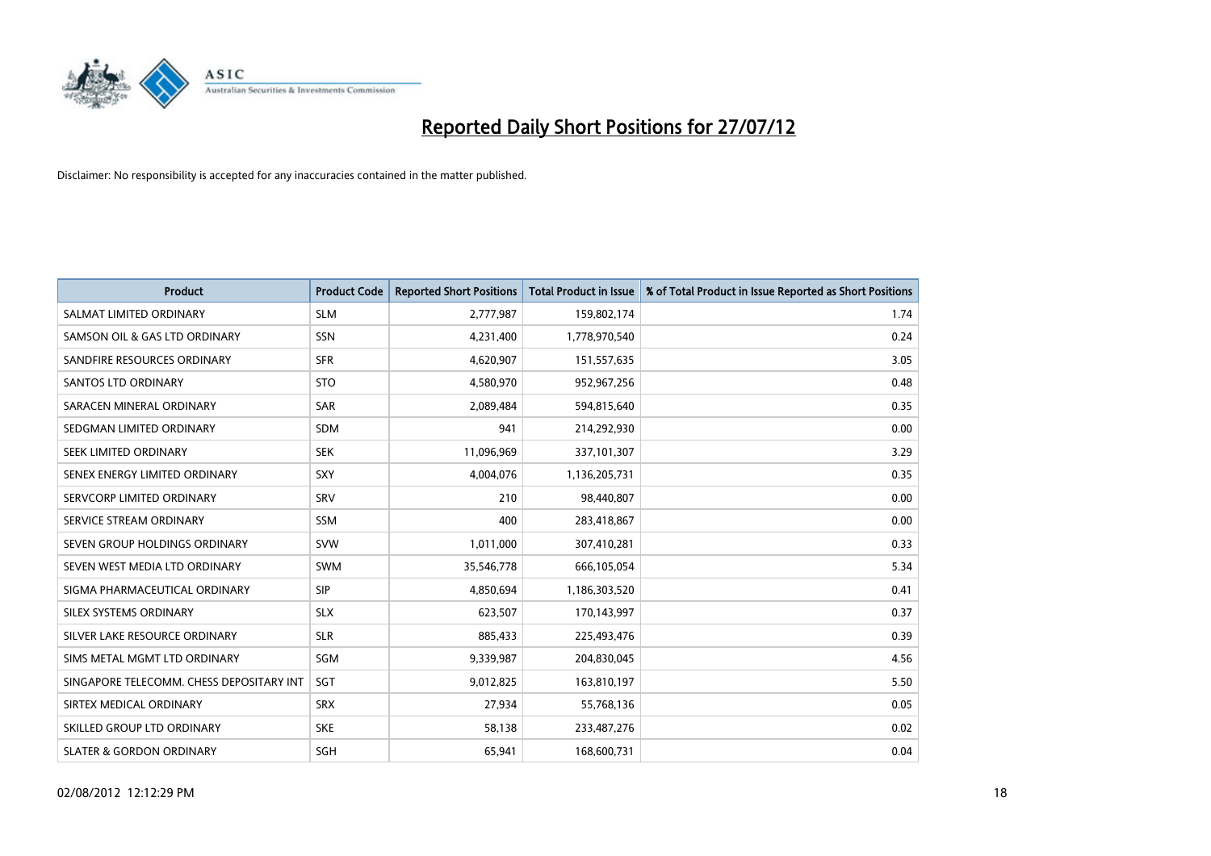# Reported Daily Short Positions for 27/07/12

Disclaimer: No responsibility is accepted for any inaccuracies contained in the matter published.

| Product | Product Code | Reported Short Positions | Total Product in Issue | % of Total Product in Issue Reported as Short Positions |
|---|---|---|---|---|
| SALMAT LIMITED ORDINARY | SLM | 2,777,987 | 159,802,174 | 1.74 |
| SAMSON OIL & GAS LTD ORDINARY | SSN | 4,231,400 | 1,778,970,540 | 0.24 |
| SANDFIRE RESOURCES ORDINARY | SFR | 4,620,907 | 151,557,635 | 3.05 |
| SANTOS LTD ORDINARY | STO | 4,580,970 | 952,967,256 | 0.48 |
| SARACEN MINERAL ORDINARY | SAR | 2,089,484 | 594,815,640 | 0.35 |
| SEDGMAN LIMITED ORDINARY | SDM | 941 | 214,292,930 | 0.00 |
| SEEK LIMITED ORDINARY | SEK | 11,096,969 | 337,101,307 | 3.29 |
| SENEX ENERGY LIMITED ORDINARY | SXY | 4,004,076 | 1,136,205,731 | 0.35 |
| SERVCORP LIMITED ORDINARY | SRV | 210 | 98,440,807 | 0.00 |
| SERVICE STREAM ORDINARY | SSM | 400 | 283,418,867 | 0.00 |
| SEVEN GROUP HOLDINGS ORDINARY | SVW | 1,011,000 | 307,410,281 | 0.33 |
| SEVEN WEST MEDIA LTD ORDINARY | SWM | 35,546,778 | 666,105,054 | 5.34 |
| SIGMA PHARMACEUTICAL ORDINARY | SIP | 4,850,694 | 1,186,303,520 | 0.41 |
| SILEX SYSTEMS ORDINARY | SLX | 623,507 | 170,143,997 | 0.37 |
| SILVER LAKE RESOURCE ORDINARY | SLR | 885,433 | 225,493,476 | 0.39 |
| SIMS METAL MGMT LTD ORDINARY | SGM | 9,339,987 | 204,830,045 | 4.56 |
| SINGAPORE TELECOMM. CHESS DEPOSITARY INT | SGT | 9,012,825 | 163,810,197 | 5.50 |
| SIRTEX MEDICAL ORDINARY | SRX | 27,934 | 55,768,136 | 0.05 |
| SKILLED GROUP LTD ORDINARY | SKE | 58,138 | 233,487,276 | 0.02 |
| SLATER & GORDON ORDINARY | SGH | 65,941 | 168,600,731 | 0.04 |

02/08/2012 12:12:29 PM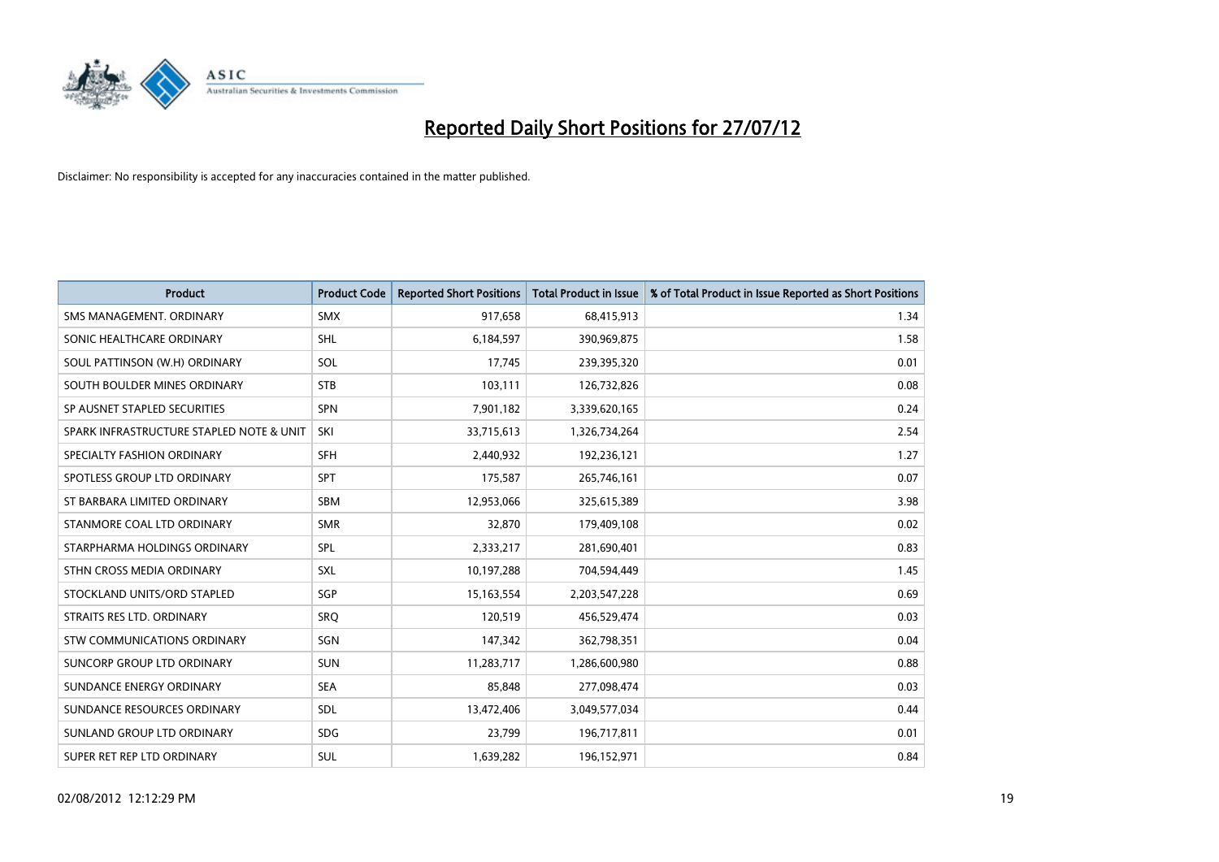# Reported Daily Short Positions for 27/07/12

Disclaimer: No responsibility is accepted for any inaccuracies contained in the matter published.

| Product | Product Code | Reported Short Positions | Total Product in Issue | % of Total Product in Issue Reported as Short Positions |
|---|---|---|---|---|
| SMS MANAGEMENT. ORDINARY | SMX | 917,658 | 68,415,913 | 1.34 |
| SONIC HEALTHCARE ORDINARY | SHL | 6,184,597 | 390,969,875 | 1.58 |
| SOUL PATTINSON (W.H) ORDINARY | SOL | 17,745 | 239,395,320 | 0.01 |
| SOUTH BOULDER MINES ORDINARY | STB | 103,111 | 126,732,826 | 0.08 |
| SP AUSNET STAPLED SECURITIES | SPN | 7,901,182 | 3,339,620,165 | 0.24 |
| SPARK INFRASTRUCTURE STAPLED NOTE & UNIT | SKI | 33,715,613 | 1,326,734,264 | 2.54 |
| SPECIALTY FASHION ORDINARY | SFH | 2,440,932 | 192,236,121 | 1.27 |
| SPOTLESS GROUP LTD ORDINARY | SPT | 175,587 | 265,746,161 | 0.07 |
| ST BARBARA LIMITED ORDINARY | SBM | 12,953,066 | 325,615,389 | 3.98 |
| STANMORE COAL LTD ORDINARY | SMR | 32,870 | 179,409,108 | 0.02 |
| STARPHARMA HOLDINGS ORDINARY | SPL | 2,333,217 | 281,690,401 | 0.83 |
| STHN CROSS MEDIA ORDINARY | SXL | 10,197,288 | 704,594,449 | 1.45 |
| STOCKLAND UNITS/ORD STAPLED | SGP | 15,163,554 | 2,203,547,228 | 0.69 |
| STRAITS RES LTD. ORDINARY | SRQ | 120,519 | 456,529,474 | 0.03 |
| STW COMMUNICATIONS ORDINARY | SGN | 147,342 | 362,798,351 | 0.04 |
| SUNCORP GROUP LTD ORDINARY | SUN | 11,283,717 | 1,286,600,980 | 0.88 |
| SUNDANCE ENERGY ORDINARY | SEA | 85,848 | 277,098,474 | 0.03 |
| SUNDANCE RESOURCES ORDINARY | SDL | 13,472,406 | 3,049,577,034 | 0.44 |
| SUNLAND GROUP LTD ORDINARY | SDG | 23,799 | 196,717,811 | 0.01 |
| SUPER RET REP LTD ORDINARY | SUL | 1,639,282 | 196,152,971 | 0.84 |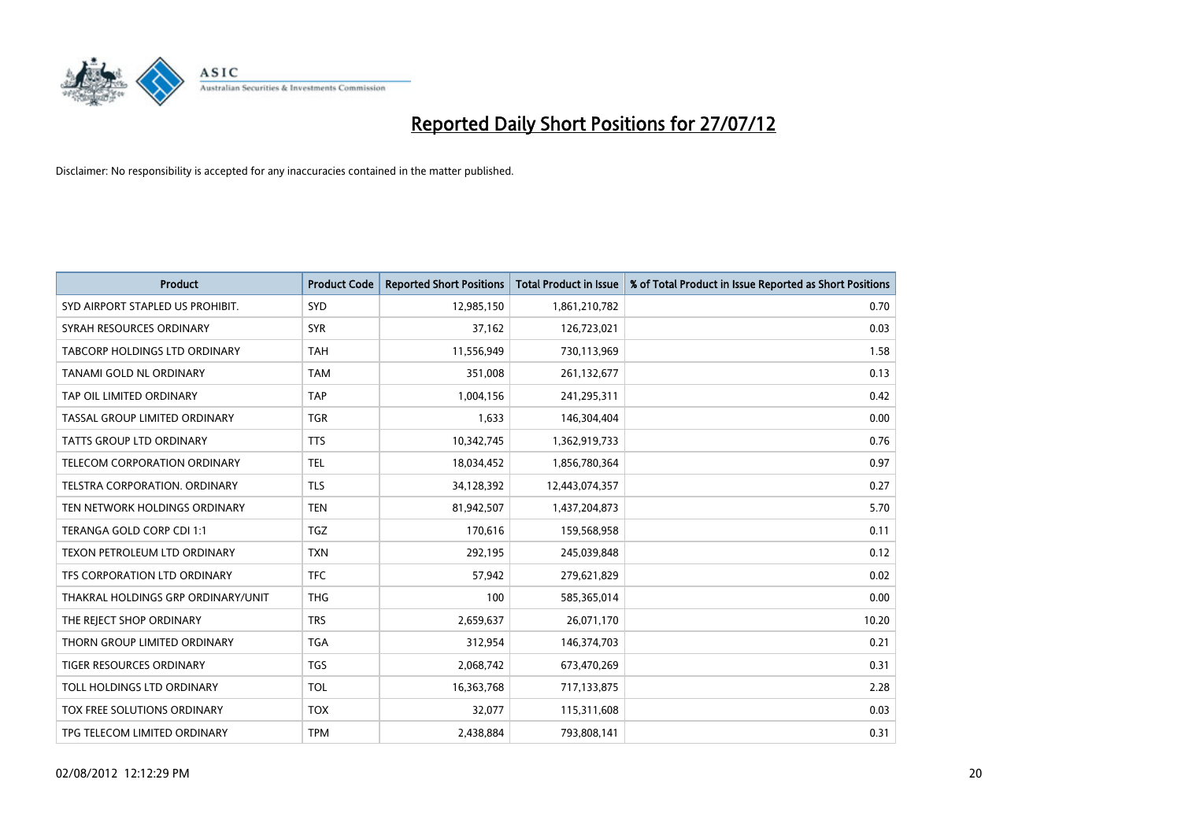# Reported Daily Short Positions for 27/07/12

Disclaimer: No responsibility is accepted for any inaccuracies contained in the matter published.

| Product | Product Code | Reported Short Positions | Total Product in Issue | % of Total Product in Issue Reported as Short Positions |
| --- | --- | --- | --- | --- |
| SYD AIRPORT STAPLED US PROHIBIT. | SYD | 12,985,150 | 1,861,210,782 | 0.70 |
| SYRAH RESOURCES ORDINARY | SYR | 37,162 | 126,723,021 | 0.03 |
| TABCORP HOLDINGS LTD ORDINARY | TAH | 11,556,949 | 730,113,969 | 1.58 |
| TANAMI GOLD NL ORDINARY | TAM | 351,008 | 261,132,677 | 0.13 |
| TAP OIL LIMITED ORDINARY | TAP | 1,004,156 | 241,295,311 | 0.42 |
| TASSAL GROUP LIMITED ORDINARY | TGR | 1,633 | 146,304,404 | 0.00 |
| TATTS GROUP LTD ORDINARY | TTS | 10,342,745 | 1,362,919,733 | 0.76 |
| TELECOM CORPORATION ORDINARY | TEL | 18,034,452 | 1,856,780,364 | 0.97 |
| TELSTRA CORPORATION. ORDINARY | TLS | 34,128,392 | 12,443,074,357 | 0.27 |
| TEN NETWORK HOLDINGS ORDINARY | TEN | 81,942,507 | 1,437,204,873 | 5.70 |
| TERANGA GOLD CORP CDI 1:1 | TGZ | 170,616 | 159,568,958 | 0.11 |
| TEXON PETROLEUM LTD ORDINARY | TXN | 292,195 | 245,039,848 | 0.12 |
| TFS CORPORATION LTD ORDINARY | TFC | 57,942 | 279,621,829 | 0.02 |
| THAKRAL HOLDINGS GRP ORDINARY/UNIT | THG | 100 | 585,365,014 | 0.00 |
| THE REJECT SHOP ORDINARY | TRS | 2,659,637 | 26,071,170 | 10.20 |
| THORN GROUP LIMITED ORDINARY | TGA | 312,954 | 146,374,703 | 0.21 |
| TIGER RESOURCES ORDINARY | TGS | 2,068,742 | 673,470,269 | 0.31 |
| TOLL HOLDINGS LTD ORDINARY | TOL | 16,363,768 | 717,133,875 | 2.28 |
| TOX FREE SOLUTIONS ORDINARY | TOX | 32,077 | 115,311,608 | 0.03 |
| TPG TELECOM LIMITED ORDINARY | TPM | 2,438,884 | 793,808,141 | 0.31 |

02/08/2012 12:12:29 PM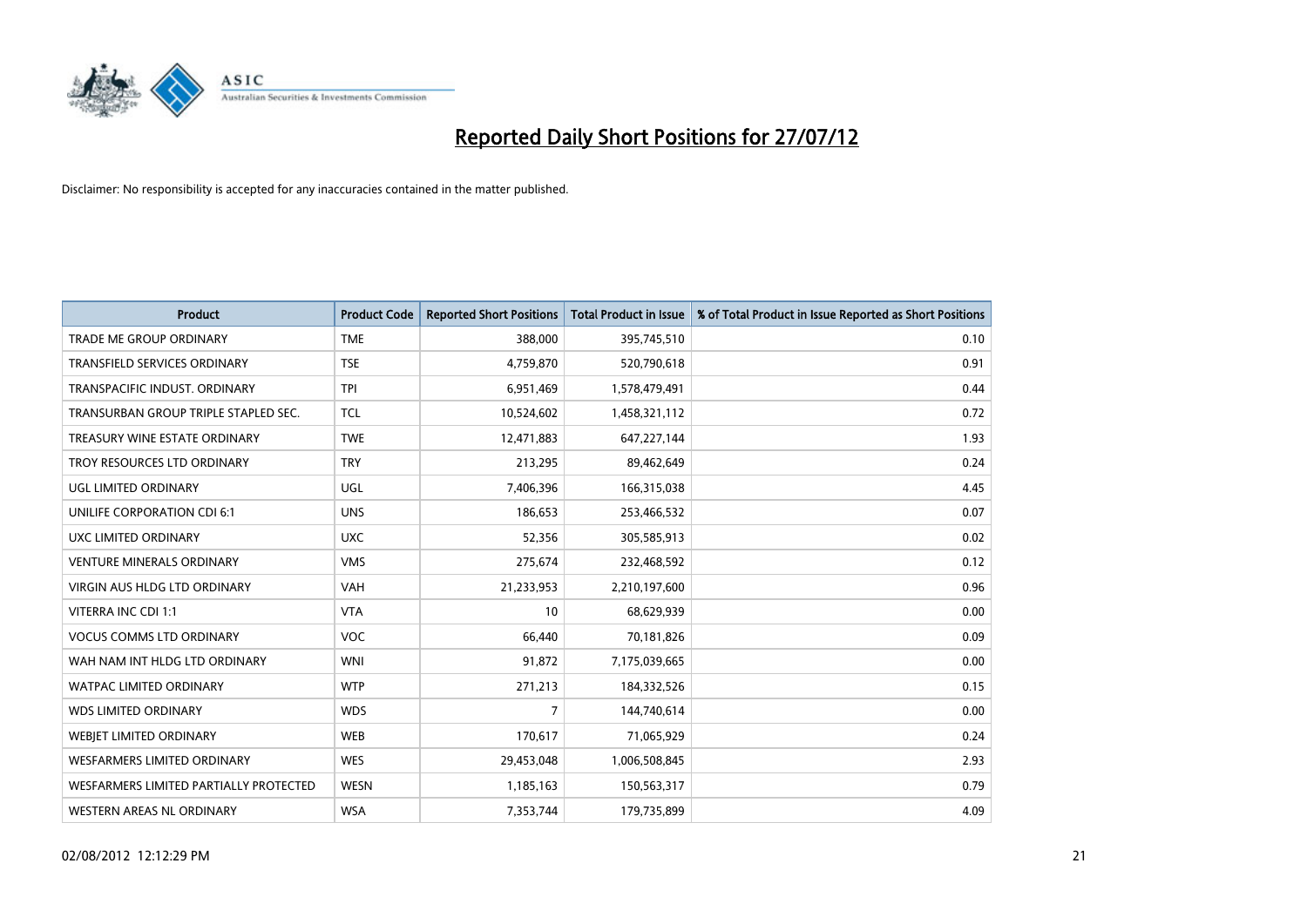# Reported Daily Short Positions for 27/07/12

Disclaimer: No responsibility is accepted for any inaccuracies contained in the matter published.

| Product | Product Code | Reported Short Positions | Total Product in Issue | % of Total Product in Issue Reported as Short Positions |
|---|---|---|---|---|
| TRADE ME GROUP ORDINARY | TME | 388,000 | 395,745,510 | 0.10 |
| TRANSFIELD SERVICES ORDINARY | TSE | 4,759,870 | 520,790,618 | 0.91 |
| TRANSPACIFIC INDUST. ORDINARY | TPI | 6,951,469 | 1,578,479,491 | 0.44 |
| TRANSURBAN GROUP TRIPLE STAPLED SEC. | TCL | 10,524,602 | 1,458,321,112 | 0.72 |
| TREASURY WINE ESTATE ORDINARY | TWE | 12,471,883 | 647,227,144 | 1.93 |
| TROY RESOURCES LTD ORDINARY | TRY | 213,295 | 89,462,649 | 0.24 |
| UGL LIMITED ORDINARY | UGL | 7,406,396 | 166,315,038 | 4.45 |
| UNILIFE CORPORATION CDI 6:1 | UNS | 186,653 | 253,466,532 | 0.07 |
| UXC LIMITED ORDINARY | UXC | 52,356 | 305,585,913 | 0.02 |
| VENTURE MINERALS ORDINARY | VMS | 275,674 | 232,468,592 | 0.12 |
| VIRGIN AUS HLDG LTD ORDINARY | VAH | 21,233,953 | 2,210,197,600 | 0.96 |
| VITERRA INC CDI 1:1 | VTA | 10 | 68,629,939 | 0.00 |
| VOCUS COMMS LTD ORDINARY | VOC | 66,440 | 70,181,826 | 0.09 |
| WAH NAM INT HLDG LTD ORDINARY | WNI | 91,872 | 7,175,039,665 | 0.00 |
| WATPAC LIMITED ORDINARY | WTP | 271,213 | 184,332,526 | 0.15 |
| WDS LIMITED ORDINARY | WDS | 7 | 144,740,614 | 0.00 |
| WEBJET LIMITED ORDINARY | WEB | 170,617 | 71,065,929 | 0.24 |
| WESFARMERS LIMITED ORDINARY | WES | 29,453,048 | 1,006,508,845 | 2.93 |
| WESFARMERS LIMITED PARTIALLY PROTECTED | WESN | 1,185,163 | 150,563,317 | 0.79 |
| WESTERN AREAS NL ORDINARY | WSA | 7,353,744 | 179,735,899 | 4.09 |

02/08/2012 12:12:29 PM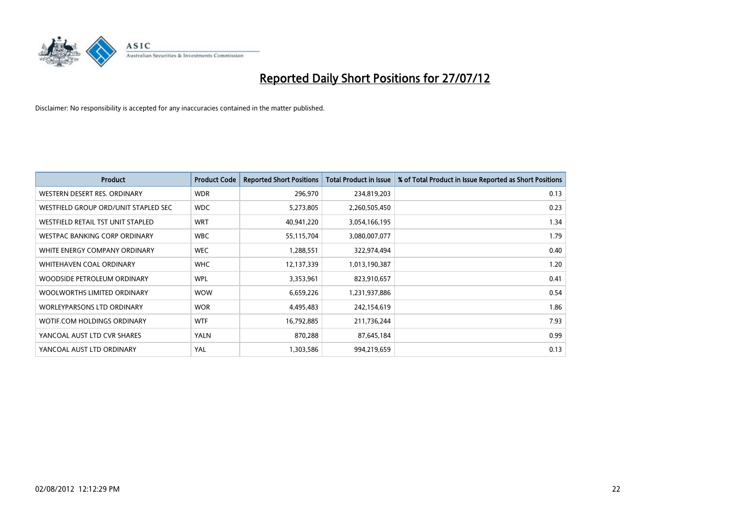# Reported Daily Short Positions for 27/07/12

Disclaimer: No responsibility is accepted for any inaccuracies contained in the matter published.

| Product | Product Code | Reported Short Positions | Total Product in Issue | % of Total Product in Issue Reported as Short Positions |
|---|---|---|---|---|
| WESTERN DESERT RES. ORDINARY | WDR | 296,970 | 234,819,203 | 0.13 |
| WESTFIELD GROUP ORD/UNIT STAPLED SEC | WDC | 5,273,805 | 2,260,505,450 | 0.23 |
| WESTFIELD RETAIL TST UNIT STAPLED | WRT | 40,941,220 | 3,054,166,195 | 1.34 |
| WESTPAC BANKING CORP ORDINARY | WBC | 55,115,704 | 3,080,007,077 | 1.79 |
| WHITE ENERGY COMPANY ORDINARY | WEC | 1,288,551 | 322,974,494 | 0.40 |
| WHITEHAVEN COAL ORDINARY | WHC | 12,137,339 | 1,013,190,387 | 1.20 |
| WOODSIDE PETROLEUM ORDINARY | WPL | 3,353,961 | 823,910,657 | 0.41 |
| WOOLWORTHS LIMITED ORDINARY | WOW | 6,659,226 | 1,231,937,886 | 0.54 |
| WORLEYPARSONS LTD ORDINARY | WOR | 4,495,483 | 242,154,619 | 1.86 |
| WOTIF.COM HOLDINGS ORDINARY | WTF | 16,792,885 | 211,736,244 | 7.93 |
| YANCOAL AUST LTD CVR SHARES | YALN | 870,288 | 87,645,184 | 0.99 |
| YANCOAL AUST LTD ORDINARY | YAL | 1,303,586 | 994,219,659 | 0.13 |

02/08/2012 12:12:29 PM